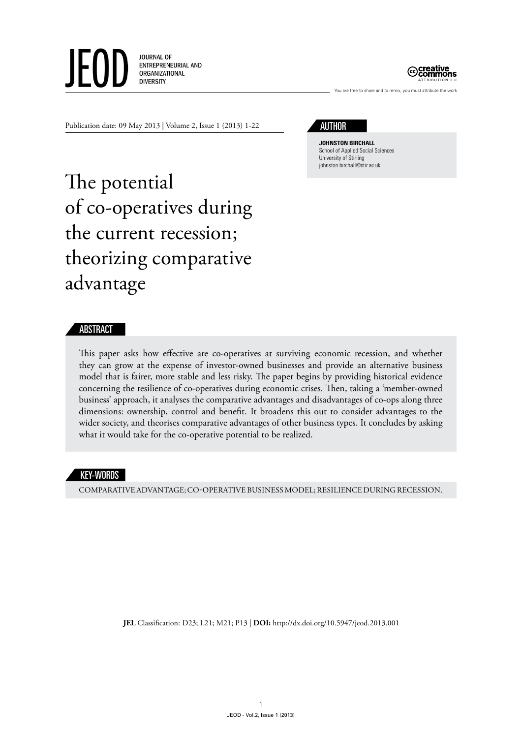JEOD

JOURNAL OF ENTREPRENEURIAL AND ORGANIZATIONAL DIVERSITY

creative commons ATTRIBUTION 3.0

You are free to share and to remix, you must attribute the work

Publication date: 09 May 2013 | Volume 2, Issue 1 (2013) 1-22

## AUTHOR

**JOHNSTON BIRCHALL**
School of Applied Social Sciences
University of Stirling
johnston.birchall@stir.ac.uk

# The potential of co-operatives during the current recession; theorizing comparative advantage

## ABSTRACT

This paper asks how effective are co-operatives at surviving economic recession, and whether they can grow at the expense of investor-owned businesses and provide an alternative business model that is fairer, more stable and less risky. The paper begins by providing historical evidence concerning the resilience of co-operatives during economic crises. Then, taking a 'member-owned business' approach, it analyses the comparative advantages and disadvantages of co-ops along three dimensions: ownership, control and benefit. It broadens this out to consider advantages to the wider society, and theorises comparative advantages of other business types. It concludes by asking what it would take for the co-operative potential to be realized.

## KEY-WORDS

COMPARATIVE ADVANTAGE; CO-OPERATIVE BUSINESS MODEL; RESILIENCE DURING RECESSION.

**JEL** Classification: D23; L21; M21; P13 | **DOI:** http://dx.doi.org/10.5947/jeod.2013.001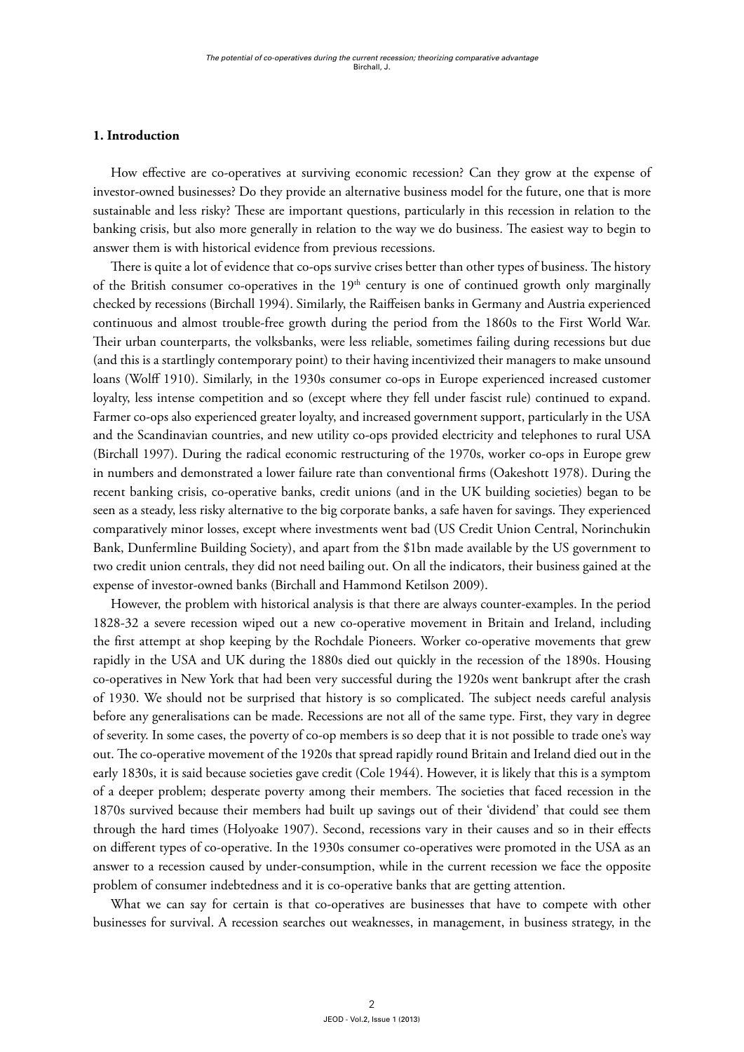## 1. Introduction

How effective are co-operatives at surviving economic recession? Can they grow at the expense of investor-owned businesses? Do they provide an alternative business model for the future, one that is more sustainable and less risky? These are important questions, particularly in this recession in relation to the banking crisis, but also more generally in relation to the way we do business. The easiest way to begin to answer them is with historical evidence from previous recessions.

There is quite a lot of evidence that co-ops survive crises better than other types of business. The history of the British consumer co-operatives in the 19th century is one of continued growth only marginally checked by recessions (Birchall 1994). Similarly, the Raiffeisen banks in Germany and Austria experienced continuous and almost trouble-free growth during the period from the 1860s to the First World War. Their urban counterparts, the volksbanks, were less reliable, sometimes failing during recessions but due (and this is a startlingly contemporary point) to their having incentivized their managers to make unsound loans (Wolff 1910). Similarly, in the 1930s consumer co-ops in Europe experienced increased customer loyalty, less intense competition and so (except where they fell under fascist rule) continued to expand. Farmer co-ops also experienced greater loyalty, and increased government support, particularly in the USA and the Scandinavian countries, and new utility co-ops provided electricity and telephones to rural USA (Birchall 1997). During the radical economic restructuring of the 1970s, worker co-ops in Europe grew in numbers and demonstrated a lower failure rate than conventional firms (Oakeshott 1978). During the recent banking crisis, co-operative banks, credit unions (and in the UK building societies) began to be seen as a steady, less risky alternative to the big corporate banks, a safe haven for savings. They experienced comparatively minor losses, except where investments went bad (US Credit Union Central, Norinchukin Bank, Dunfermline Building Society), and apart from the $1bn made available by the US government to two credit union centrals, they did not need bailing out. On all the indicators, their business gained at the expense of investor-owned banks (Birchall and Hammond Ketilson 2009).

However, the problem with historical analysis is that there are always counter-examples. In the period 1828-32 a severe recession wiped out a new co-operative movement in Britain and Ireland, including the first attempt at shop keeping by the Rochdale Pioneers. Worker co-operative movements that grew rapidly in the USA and UK during the 1880s died out quickly in the recession of the 1890s. Housing co-operatives in New York that had been very successful during the 1920s went bankrupt after the crash of 1930. We should not be surprised that history is so complicated. The subject needs careful analysis before any generalisations can be made. Recessions are not all of the same type. First, they vary in degree of severity. In some cases, the poverty of co-op members is so deep that it is not possible to trade one's way out. The co-operative movement of the 1920s that spread rapidly round Britain and Ireland died out in the early 1830s, it is said because societies gave credit (Cole 1944). However, it is likely that this is a symptom of a deeper problem; desperate poverty among their members. The societies that faced recession in the 1870s survived because their members had built up savings out of their 'dividend' that could see them through the hard times (Holyoake 1907). Second, recessions vary in their causes and so in their effects on different types of co-operative. In the 1930s consumer co-operatives were promoted in the USA as an answer to a recession caused by under-consumption, while in the current recession we face the opposite problem of consumer indebtedness and it is co-operative banks that are getting attention.

What we can say for certain is that co-operatives are businesses that have to compete with other businesses for survival. A recession searches out weaknesses, in management, in business strategy, in the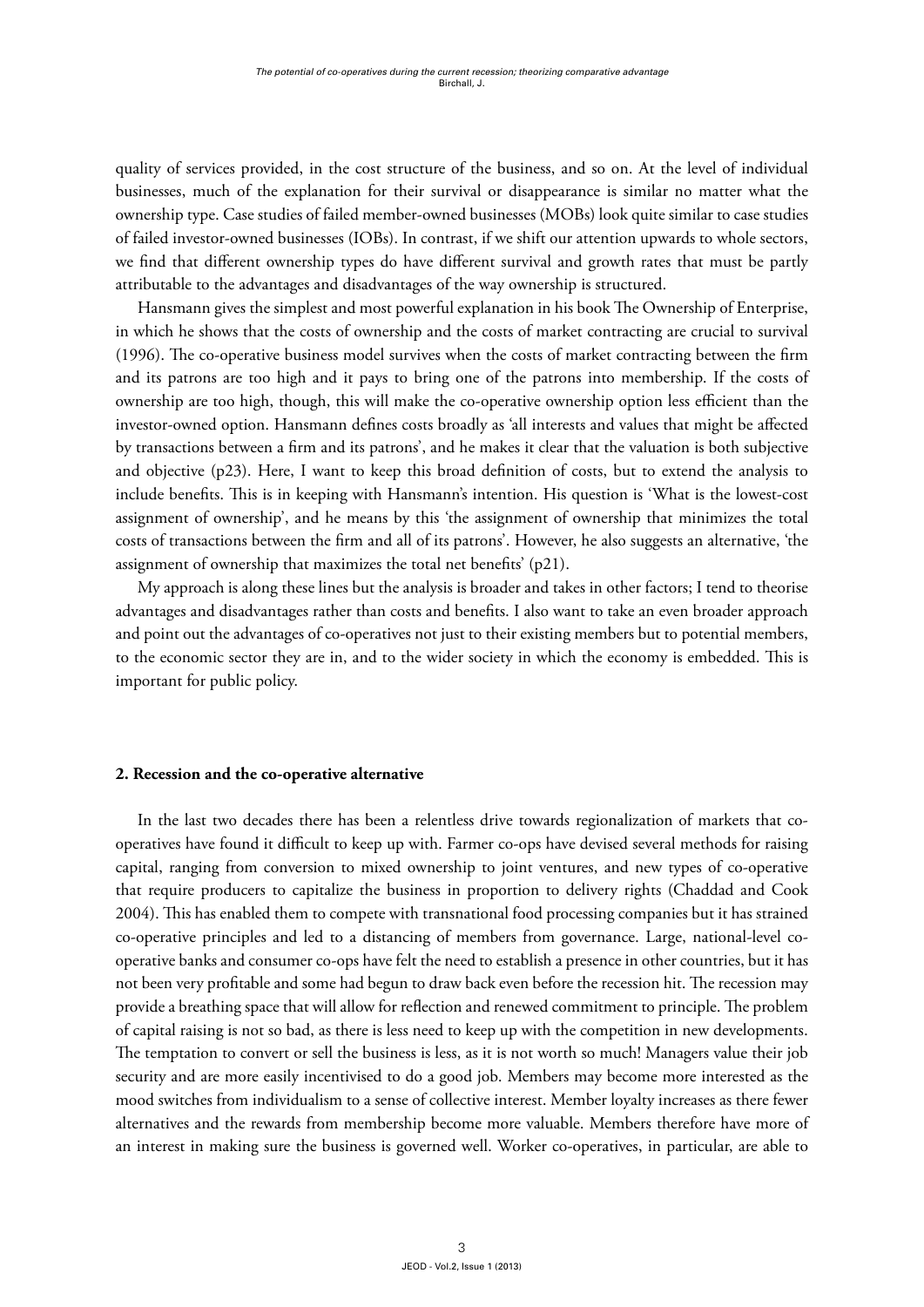quality of services provided, in the cost structure of the business, and so on. At the level of individual businesses, much of the explanation for their survival or disappearance is similar no matter what the ownership type. Case studies of failed member-owned businesses (MOBs) look quite similar to case studies of failed investor-owned businesses (IOBs). In contrast, if we shift our attention upwards to whole sectors, we find that different ownership types do have different survival and growth rates that must be partly attributable to the advantages and disadvantages of the way ownership is structured.

Hansmann gives the simplest and most powerful explanation in his book The Ownership of Enterprise, in which he shows that the costs of ownership and the costs of market contracting are crucial to survival (1996). The co-operative business model survives when the costs of market contracting between the firm and its patrons are too high and it pays to bring one of the patrons into membership. If the costs of ownership are too high, though, this will make the co-operative ownership option less efficient than the investor-owned option. Hansmann defines costs broadly as 'all interests and values that might be affected by transactions between a firm and its patrons', and he makes it clear that the valuation is both subjective and objective (p23). Here, I want to keep this broad definition of costs, but to extend the analysis to include benefits. This is in keeping with Hansmann's intention. His question is 'What is the lowest-cost assignment of ownership', and he means by this 'the assignment of ownership that minimizes the total costs of transactions between the firm and all of its patrons'. However, he also suggests an alternative, 'the assignment of ownership that maximizes the total net benefits' (p21).

My approach is along these lines but the analysis is broader and takes in other factors; I tend to theorise advantages and disadvantages rather than costs and benefits. I also want to take an even broader approach and point out the advantages of co-operatives not just to their existing members but to potential members, to the economic sector they are in, and to the wider society in which the economy is embedded. This is important for public policy.

## 2. Recession and the co-operative alternative

In the last two decades there has been a relentless drive towards regionalization of markets that co-operatives have found it difficult to keep up with. Farmer co-ops have devised several methods for raising capital, ranging from conversion to mixed ownership to joint ventures, and new types of co-operative that require producers to capitalize the business in proportion to delivery rights (Chaddad and Cook 2004). This has enabled them to compete with transnational food processing companies but it has strained co-operative principles and led to a distancing of members from governance. Large, national-level co-operative banks and consumer co-ops have felt the need to establish a presence in other countries, but it has not been very profitable and some had begun to draw back even before the recession hit. The recession may provide a breathing space that will allow for reflection and renewed commitment to principle. The problem of capital raising is not so bad, as there is less need to keep up with the competition in new developments. The temptation to convert or sell the business is less, as it is not worth so much! Managers value their job security and are more easily incentivised to do a good job. Members may become more interested as the mood switches from individualism to a sense of collective interest. Member loyalty increases as there fewer alternatives and the rewards from membership become more valuable. Members therefore have more of an interest in making sure the business is governed well. Worker co-operatives, in particular, are able to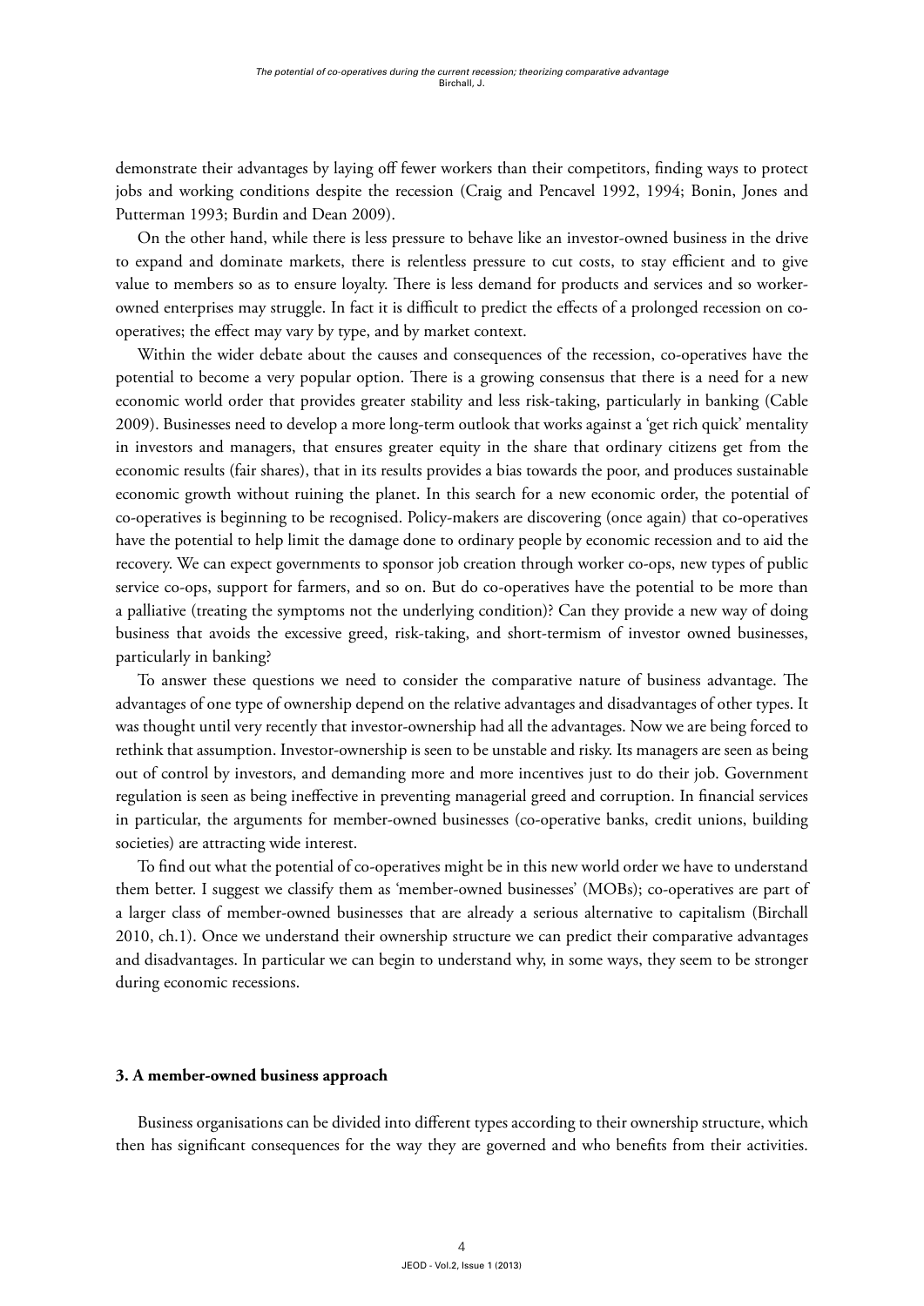demonstrate their advantages by laying off fewer workers than their competitors, finding ways to protect jobs and working conditions despite the recession (Craig and Pencavel 1992, 1994; Bonin, Jones and Putterman 1993; Burdin and Dean 2009).

On the other hand, while there is less pressure to behave like an investor-owned business in the drive to expand and dominate markets, there is relentless pressure to cut costs, to stay efficient and to give value to members so as to ensure loyalty. There is less demand for products and services and so worker-owned enterprises may struggle. In fact it is difficult to predict the effects of a prolonged recession on co-operatives; the effect may vary by type, and by market context.

Within the wider debate about the causes and consequences of the recession, co-operatives have the potential to become a very popular option. There is a growing consensus that there is a need for a new economic world order that provides greater stability and less risk-taking, particularly in banking (Cable 2009). Businesses need to develop a more long-term outlook that works against a 'get rich quick' mentality in investors and managers, that ensures greater equity in the share that ordinary citizens get from the economic results (fair shares), that in its results provides a bias towards the poor, and produces sustainable economic growth without ruining the planet. In this search for a new economic order, the potential of co-operatives is beginning to be recognised. Policy-makers are discovering (once again) that co-operatives have the potential to help limit the damage done to ordinary people by economic recession and to aid the recovery. We can expect governments to sponsor job creation through worker co-ops, new types of public service co-ops, support for farmers, and so on. But do co-operatives have the potential to be more than a palliative (treating the symptoms not the underlying condition)? Can they provide a new way of doing business that avoids the excessive greed, risk-taking, and short-termism of investor owned businesses, particularly in banking?

To answer these questions we need to consider the comparative nature of business advantage. The advantages of one type of ownership depend on the relative advantages and disadvantages of other types. It was thought until very recently that investor-ownership had all the advantages. Now we are being forced to rethink that assumption. Investor-ownership is seen to be unstable and risky. Its managers are seen as being out of control by investors, and demanding more and more incentives just to do their job. Government regulation is seen as being ineffective in preventing managerial greed and corruption. In financial services in particular, the arguments for member-owned businesses (co-operative banks, credit unions, building societies) are attracting wide interest.

To find out what the potential of co-operatives might be in this new world order we have to understand them better. I suggest we classify them as 'member-owned businesses' (MOBs); co-operatives are part of a larger class of member-owned businesses that are already a serious alternative to capitalism (Birchall 2010, ch.1). Once we understand their ownership structure we can predict their comparative advantages and disadvantages. In particular we can begin to understand why, in some ways, they seem to be stronger during economic recessions.

## 3. A member-owned business approach

Business organisations can be divided into different types according to their ownership structure, which then has significant consequences for the way they are governed and who benefits from their activities.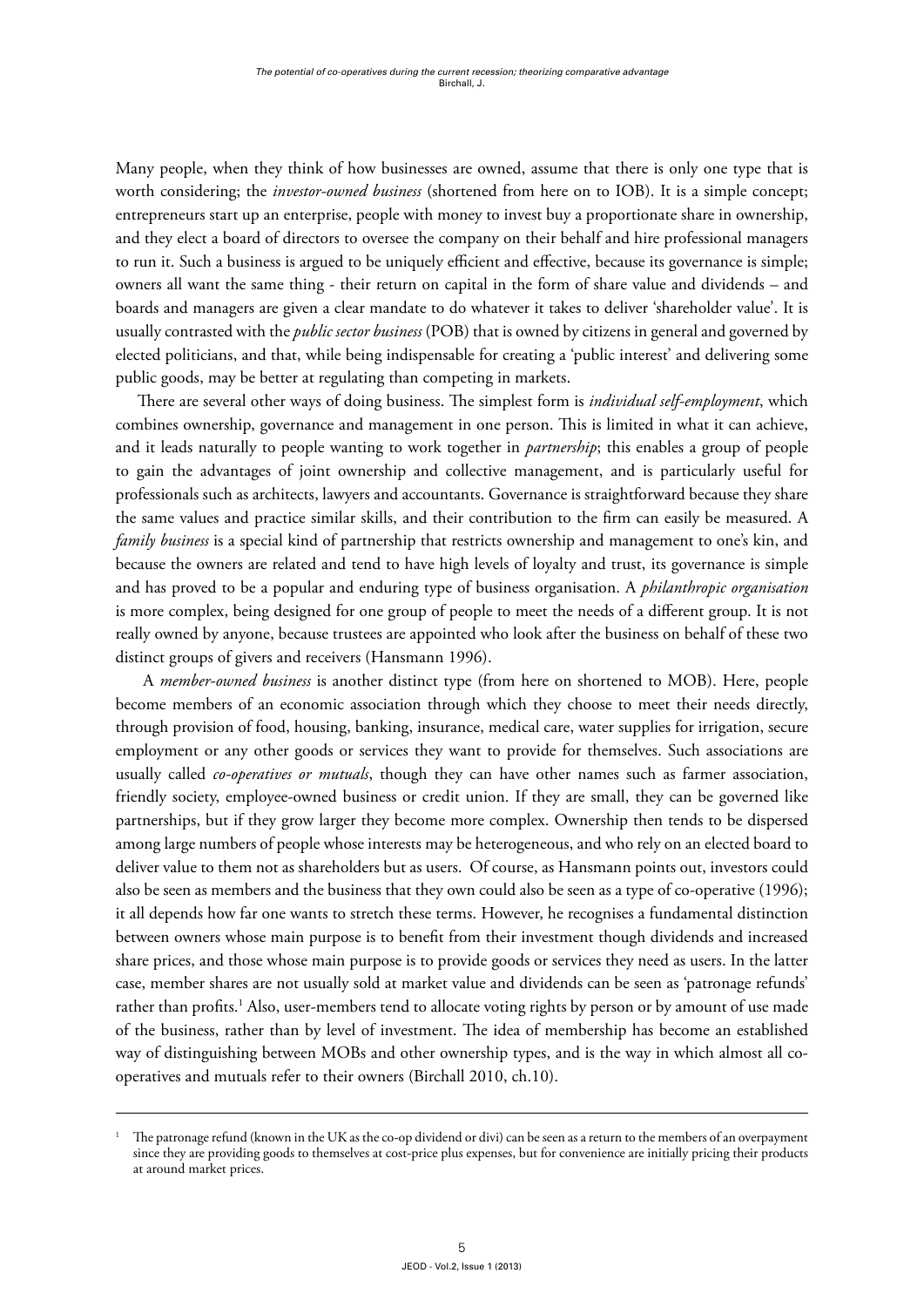Many people, when they think of how businesses are owned, assume that there is only one type that is worth considering; the *investor-owned business* (shortened from here on to IOB). It is a simple concept; entrepreneurs start up an enterprise, people with money to invest buy a proportionate share in ownership, and they elect a board of directors to oversee the company on their behalf and hire professional managers to run it. Such a business is argued to be uniquely efficient and effective, because its governance is simple; owners all want the same thing - their return on capital in the form of share value and dividends – and boards and managers are given a clear mandate to do whatever it takes to deliver 'shareholder value'. It is usually contrasted with the *public sector business* (POB) that is owned by citizens in general and governed by elected politicians, and that, while being indispensable for creating a 'public interest' and delivering some public goods, may be better at regulating than competing in markets.

There are several other ways of doing business. The simplest form is *individual self-employment*, which combines ownership, governance and management in one person. This is limited in what it can achieve, and it leads naturally to people wanting to work together in *partnership*; this enables a group of people to gain the advantages of joint ownership and collective management, and is particularly useful for professionals such as architects, lawyers and accountants. Governance is straightforward because they share the same values and practice similar skills, and their contribution to the firm can easily be measured. A *family business* is a special kind of partnership that restricts ownership and management to one's kin, and because the owners are related and tend to have high levels of loyalty and trust, its governance is simple and has proved to be a popular and enduring type of business organisation. A *philanthropic organisation* is more complex, being designed for one group of people to meet the needs of a different group. It is not really owned by anyone, because trustees are appointed who look after the business on behalf of these two distinct groups of givers and receivers (Hansmann 1996).

A *member-owned business* is another distinct type (from here on shortened to MOB). Here, people become members of an economic association through which they choose to meet their needs directly, through provision of food, housing, banking, insurance, medical care, water supplies for irrigation, secure employment or any other goods or services they want to provide for themselves. Such associations are usually called *co-operatives or mutuals*, though they can have other names such as farmer association, friendly society, employee-owned business or credit union. If they are small, they can be governed like partnerships, but if they grow larger they become more complex. Ownership then tends to be dispersed among large numbers of people whose interests may be heterogeneous, and who rely on an elected board to deliver value to them not as shareholders but as users. Of course, as Hansmann points out, investors could also be seen as members and the business that they own could also be seen as a type of co-operative (1996); it all depends how far one wants to stretch these terms. However, he recognises a fundamental distinction between owners whose main purpose is to benefit from their investment though dividends and increased share prices, and those whose main purpose is to provide goods or services they need as users. In the latter case, member shares are not usually sold at market value and dividends can be seen as 'patronage refunds' rather than profits.[1] Also, user-members tend to allocate voting rights by person or by amount of use made of the business, rather than by level of investment. The idea of membership has become an established way of distinguishing between MOBs and other ownership types, and is the way in which almost all co-operatives and mutuals refer to their owners (Birchall 2010, ch.10).

---

[1] The patronage refund (known in the UK as the co-op dividend or divi) can be seen as a return to the members of an overpayment since they are providing goods to themselves at cost-price plus expenses, but for convenience are initially pricing their products at around market prices.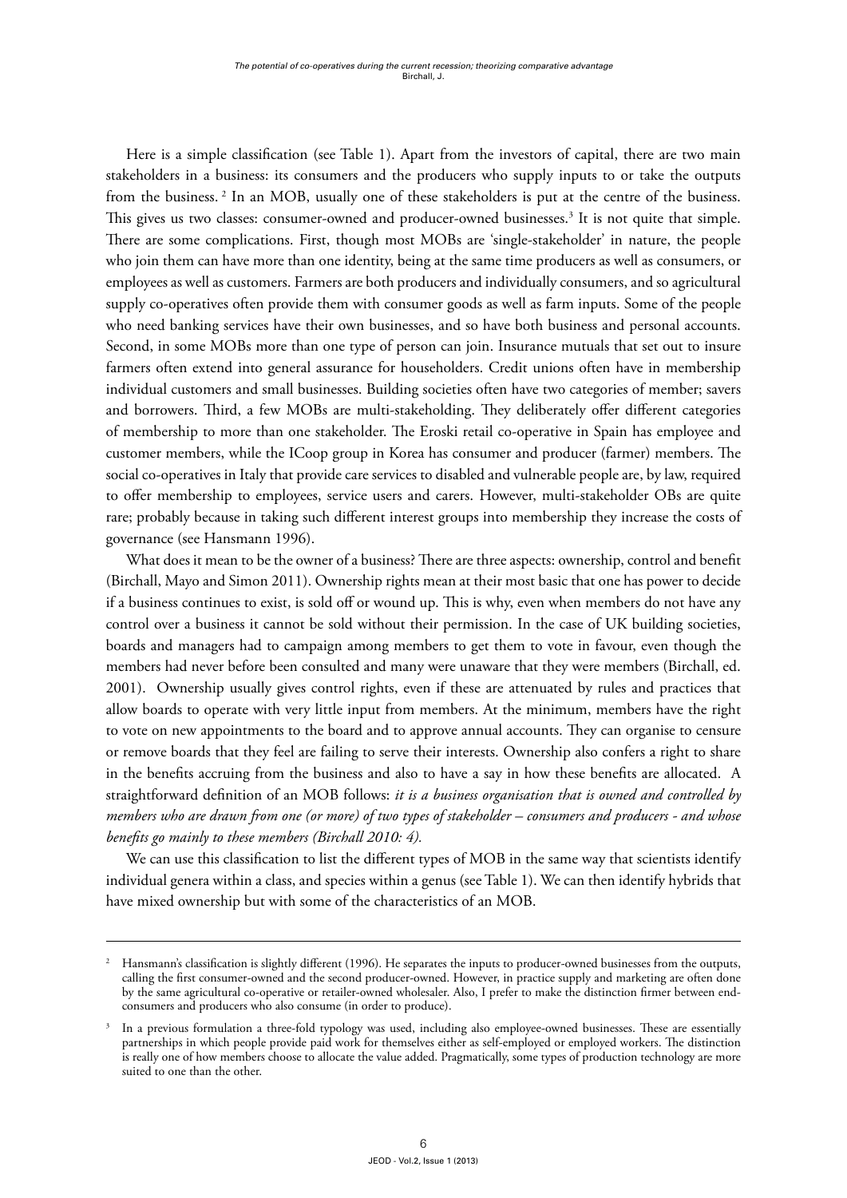Here is a simple classification (see Table 1). Apart from the investors of capital, there are two main stakeholders in a business: its consumers and the producers who supply inputs to or take the outputs from the business. [2] In an MOB, usually one of these stakeholders is put at the centre of the business. This gives us two classes: consumer-owned and producer-owned businesses.[3] It is not quite that simple. There are some complications. First, though most MOBs are 'single-stakeholder' in nature, the people who join them can have more than one identity, being at the same time producers as well as consumers, or employees as well as customers. Farmers are both producers and individually consumers, and so agricultural supply co-operatives often provide them with consumer goods as well as farm inputs. Some of the people who need banking services have their own businesses, and so have both business and personal accounts. Second, in some MOBs more than one type of person can join. Insurance mutuals that set out to insure farmers often extend into general assurance for householders. Credit unions often have in membership individual customers and small businesses. Building societies often have two categories of member; savers and borrowers. Third, a few MOBs are multi-stakeholding. They deliberately offer different categories of membership to more than one stakeholder. The Eroski retail co-operative in Spain has employee and customer members, while the ICoop group in Korea has consumer and producer (farmer) members. The social co-operatives in Italy that provide care services to disabled and vulnerable people are, by law, required to offer membership to employees, service users and carers. However, multi-stakeholder OBs are quite rare; probably because in taking such different interest groups into membership they increase the costs of governance (see Hansmann 1996).

What does it mean to be the owner of a business? There are three aspects: ownership, control and benefit (Birchall, Mayo and Simon 2011). Ownership rights mean at their most basic that one has power to decide if a business continues to exist, is sold off or wound up. This is why, even when members do not have any control over a business it cannot be sold without their permission. In the case of UK building societies, boards and managers had to campaign among members to get them to vote in favour, even though the members had never before been consulted and many were unaware that they were members (Birchall, ed. 2001). Ownership usually gives control rights, even if these are attenuated by rules and practices that allow boards to operate with very little input from members. At the minimum, members have the right to vote on new appointments to the board and to approve annual accounts. They can organise to censure or remove boards that they feel are failing to serve their interests. Ownership also confers a right to share in the benefits accruing from the business and also to have a say in how these benefits are allocated. A straightforward definition of an MOB follows: *it is a business organisation that is owned and controlled by members who are drawn from one (or more) of two types of stakeholder – consumers and producers - and whose benefits go mainly to these members (Birchall 2010: 4).*

We can use this classification to list the different types of MOB in the same way that scientists identify individual genera within a class, and species within a genus (see Table 1). We can then identify hybrids that have mixed ownership but with some of the characteristics of an MOB.

---

[2] Hansmann's classification is slightly different (1996). He separates the inputs to producer-owned businesses from the outputs, calling the first consumer-owned and the second producer-owned. However, in practice supply and marketing are often done by the same agricultural co-operative or retailer-owned wholesaler. Also, I prefer to make the distinction firmer between end-consumers and producers who also consume (in order to produce).

[3] In a previous formulation a three-fold typology was used, including also employee-owned businesses. These are essentially partnerships in which people provide paid work for themselves either as self-employed or employed workers. The distinction is really one of how members choose to allocate the value added. Pragmatically, some types of production technology are more suited to one than the other.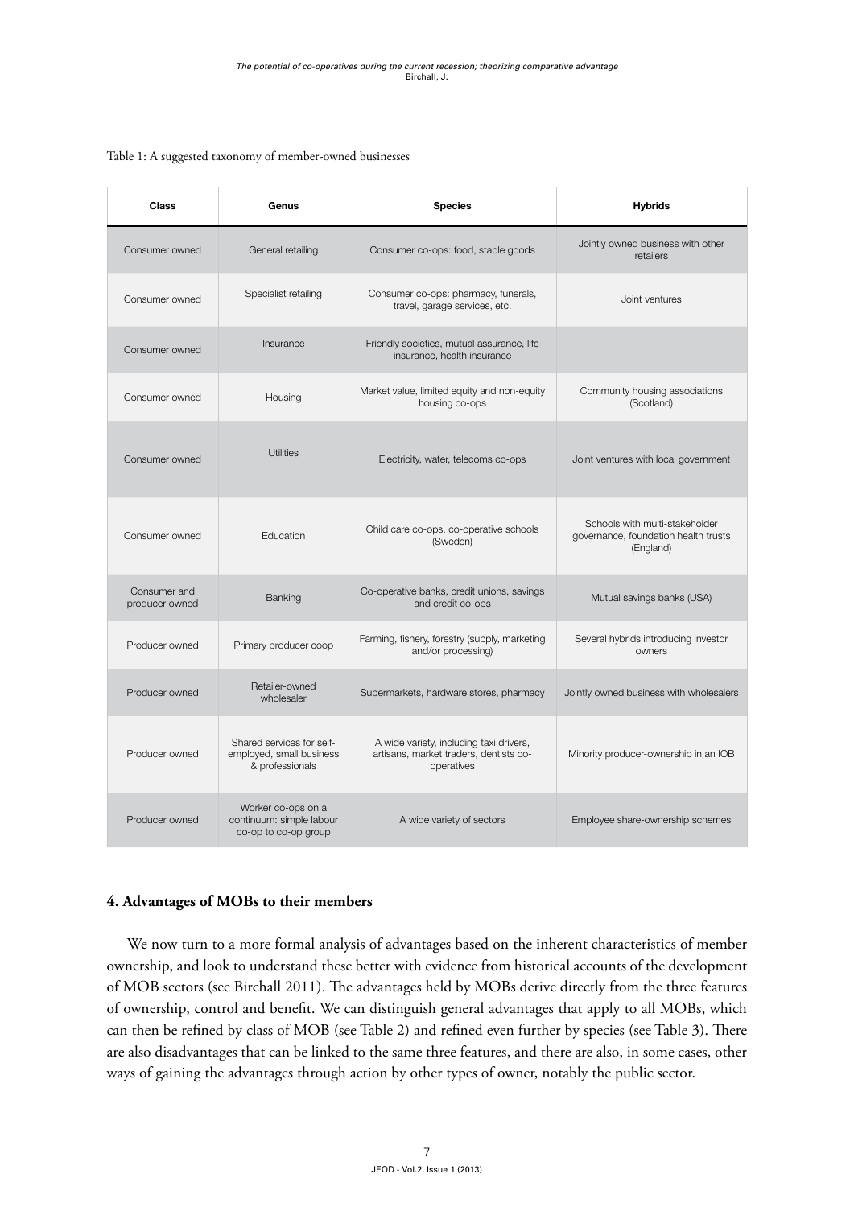Table 1: A suggested taxonomy of member-owned businesses

| Class | Genus | Species | Hybrids |
|---|---|---|---|
| Consumer owned | General retailing | Consumer co-ops: food, staple goods | Jointly owned business with other retailers |
| Consumer owned | Specialist retailing | Consumer co-ops: pharmacy, funerals, travel, garage services, etc. | Joint ventures |
| Consumer owned | Insurance | Friendly societies, mutual assurance, life insurance, health insurance | |
| Consumer owned | Housing | Market value, limited equity and non-equity housing co-ops | Community housing associations (Scotland) |
| Consumer owned | Utilities | Electricity, water, telecoms co-ops | Joint ventures with local government |
| Consumer owned | Education | Child care co-ops, co-operative schools (Sweden) | Schools with multi-stakeholder governance, foundation health trusts (England) |
| Consumer and producer owned | Banking | Co-operative banks, credit unions, savings and credit co-ops | Mutual savings banks (USA) |
| Producer owned | Primary producer coop | Farming, fishery, forestry (supply, marketing and/or processing) | Several hybrids introducing investor owners |
| Producer owned | Retailer-owned wholesaler | Supermarkets, hardware stores, pharmacy | Jointly owned business with wholesalers |
| Producer owned | Shared services for self-employed, small business & professionals | A wide variety, including taxi drivers, artisans, market traders, dentists co-operatives | Minority producer-ownership in an IOB |
| Producer owned | Worker co-ops on a continuum: simple labour co-op to co-op group | A wide variety of sectors | Employee share-ownership schemes |

## 4. Advantages of MOBs to their members

We now turn to a more formal analysis of advantages based on the inherent characteristics of member ownership, and look to understand these better with evidence from historical accounts of the development of MOB sectors (see Birchall 2011). The advantages held by MOBs derive directly from the three features of ownership, control and benefit. We can distinguish general advantages that apply to all MOBs, which can then be refined by class of MOB (see Table 2) and refined even further by species (see Table 3). There are also disadvantages that can be linked to the same three features, and there are also, in some cases, other ways of gaining the advantages through action by other types of owner, notably the public sector.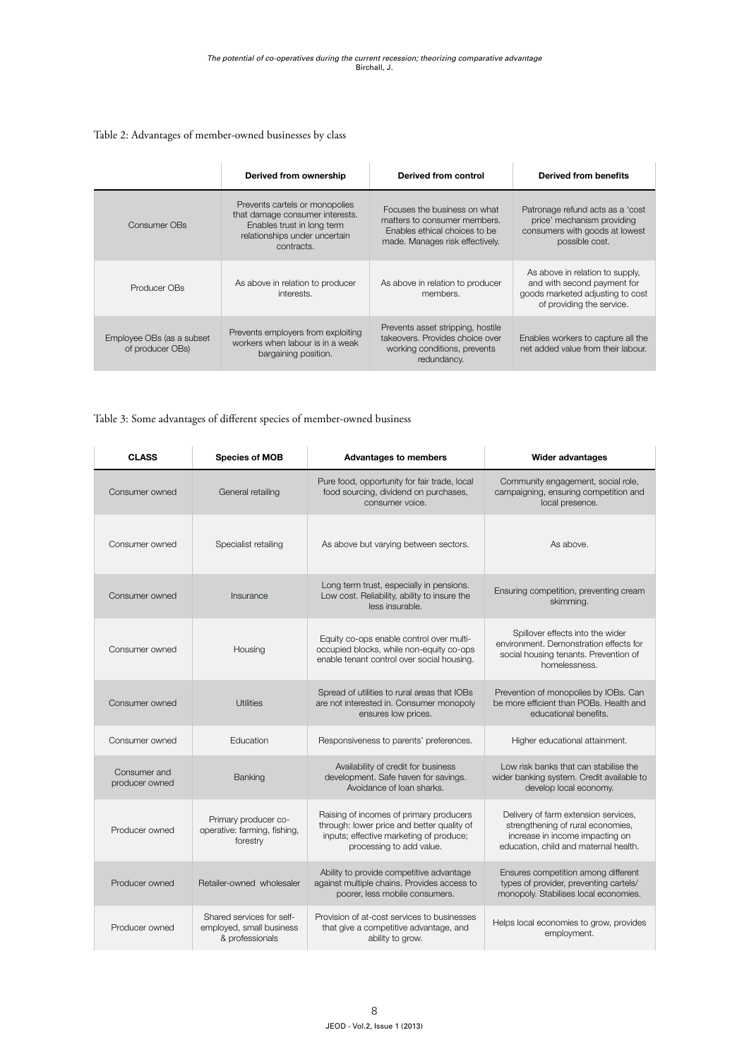Table 2: Advantages of member-owned businesses by class

| | Derived from ownership | Derived from control | Derived from benefits |
|---|---|---|---|
| Consumer OBs | Prevents cartels or monopolies that damage consumer interests. Enables trust in long term relationships under uncertain contracts. | Focuses the business on what matters to consumer members. Enables ethical choices to be made. Manages risk effectively. | Patronage refund acts as a 'cost price' mechanism providing consumers with goods at lowest possible cost. |
| Producer OBs | As above in relation to producer interests. | As above in relation to producer members. | As above in relation to supply, and with second payment for goods marketed adjusting to cost of providing the service. |
| Employee OBs (as a subset of producer OBs) | Prevents employers from exploiting workers when labour is in a weak bargaining position. | Prevents asset stripping, hostile takeovers. Provides choice over working conditions, prevents redundancy. | Enables workers to capture all the net added value from their labour. |

Table 3: Some advantages of different species of member-owned business

| CLASS | Species of MOB | Advantages to members | Wider advantages |
|---|---|---|---|
| Consumer owned | General retailing | Pure food, opportunity for fair trade, local food sourcing, dividend on purchases, consumer voice. | Community engagement, social role, campaigning, ensuring competition and local presence. |
| Consumer owned | Specialist retailing | As above but varying between sectors. | As above. |
| Consumer owned | Insurance | Long term trust, especially in pensions. Low cost. Reliability, ability to insure the less insurable. | Ensuring competition, preventing cream skimming. |
| Consumer owned | Housing | Equity co-ops enable control over multi-occupied blocks, while non-equity co-ops enable tenant control over social housing. | Spillover effects into the wider environment. Demonstration effects for social housing tenants. Prevention of homelessness. |
| Consumer owned | Utilities | Spread of utilities to rural areas that IOBs are not interested in. Consumer monopoly ensures low prices. | Prevention of monopolies by IOBs. Can be more efficient than POBs. Health and educational benefits. |
| Consumer owned | Education | Responsiveness to parents' preferences. | Higher educational attainment. |
| Consumer and producer owned | Banking | Availability of credit for business development. Safe haven for savings. Avoidance of loan sharks. | Low risk banks that can stabilise the wider banking system. Credit available to develop local economy. |
| Producer owned | Primary producer co-operative: farming, fishing, forestry | Raising of incomes of primary producers through: lower price and better quality of inputs; effective marketing of produce; processing to add value. | Delivery of farm extension services, strengthening of rural economies, increase in income impacting on education, child and maternal health. |
| Producer owned | Retailer-owned wholesaler | Ability to provide competitive advantage against multiple chains. Provides access to poorer, less mobile consumers. | Ensures competition among different types of provider, preventing cartels/ monopoly. Stabilises local economies. |
| Producer owned | Shared services for self-employed, small business & professionals | Provision of at-cost services to businesses that give a competitive advantage, and ability to grow. | Helps local economies to grow, provides employment. |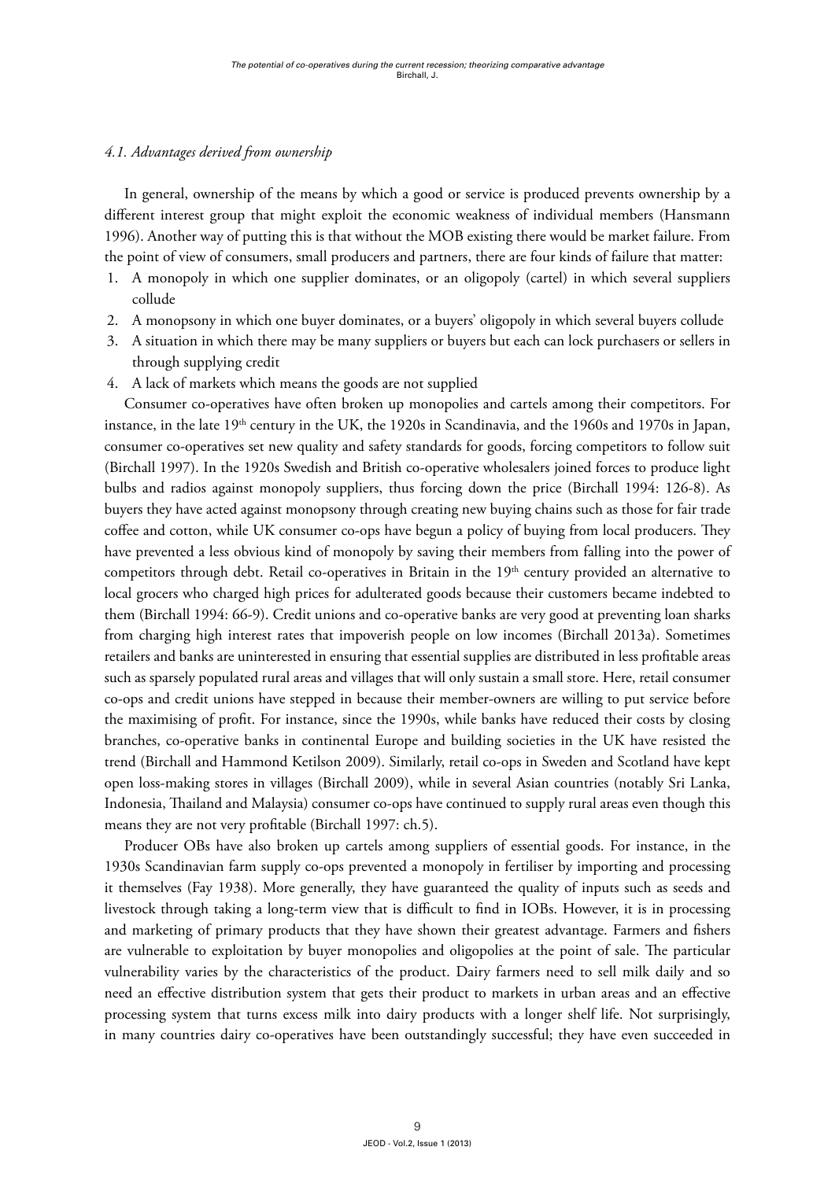*4.1. Advantages derived from ownership*

In general, ownership of the means by which a good or service is produced prevents ownership by a different interest group that might exploit the economic weakness of individual members (Hansmann 1996). Another way of putting this is that without the MOB existing there would be market failure. From the point of view of consumers, small producers and partners, there are four kinds of failure that matter:

1. A monopoly in which one supplier dominates, or an oligopoly (cartel) in which several suppliers collude
2. A monopsony in which one buyer dominates, or a buyers' oligopoly in which several buyers collude
3. A situation in which there may be many suppliers or buyers but each can lock purchasers or sellers in through supplying credit
4. A lack of markets which means the goods are not supplied

Consumer co-operatives have often broken up monopolies and cartels among their competitors. For instance, in the late 19th century in the UK, the 1920s in Scandinavia, and the 1960s and 1970s in Japan, consumer co-operatives set new quality and safety standards for goods, forcing competitors to follow suit (Birchall 1997). In the 1920s Swedish and British co-operative wholesalers joined forces to produce light bulbs and radios against monopoly suppliers, thus forcing down the price (Birchall 1994: 126-8). As buyers they have acted against monopsony through creating new buying chains such as those for fair trade coffee and cotton, while UK consumer co-ops have begun a policy of buying from local producers. They have prevented a less obvious kind of monopoly by saving their members from falling into the power of competitors through debt. Retail co-operatives in Britain in the 19th century provided an alternative to local grocers who charged high prices for adulterated goods because their customers became indebted to them (Birchall 1994: 66-9). Credit unions and co-operative banks are very good at preventing loan sharks from charging high interest rates that impoverish people on low incomes (Birchall 2013a). Sometimes retailers and banks are uninterested in ensuring that essential supplies are distributed in less profitable areas such as sparsely populated rural areas and villages that will only sustain a small store. Here, retail consumer co-ops and credit unions have stepped in because their member-owners are willing to put service before the maximising of profit. For instance, since the 1990s, while banks have reduced their costs by closing branches, co-operative banks in continental Europe and building societies in the UK have resisted the trend (Birchall and Hammond Ketilson 2009). Similarly, retail co-ops in Sweden and Scotland have kept open loss-making stores in villages (Birchall 2009), while in several Asian countries (notably Sri Lanka, Indonesia, Thailand and Malaysia) consumer co-ops have continued to supply rural areas even though this means they are not very profitable (Birchall 1997: ch.5).

Producer OBs have also broken up cartels among suppliers of essential goods. For instance, in the 1930s Scandinavian farm supply co-ops prevented a monopoly in fertiliser by importing and processing it themselves (Fay 1938). More generally, they have guaranteed the quality of inputs such as seeds and livestock through taking a long-term view that is difficult to find in IOBs. However, it is in processing and marketing of primary products that they have shown their greatest advantage. Farmers and fishers are vulnerable to exploitation by buyer monopolies and oligopolies at the point of sale. The particular vulnerability varies by the characteristics of the product. Dairy farmers need to sell milk daily and so need an effective distribution system that gets their product to markets in urban areas and an effective processing system that turns excess milk into dairy products with a longer shelf life. Not surprisingly, in many countries dairy co-operatives have been outstandingly successful; they have even succeeded in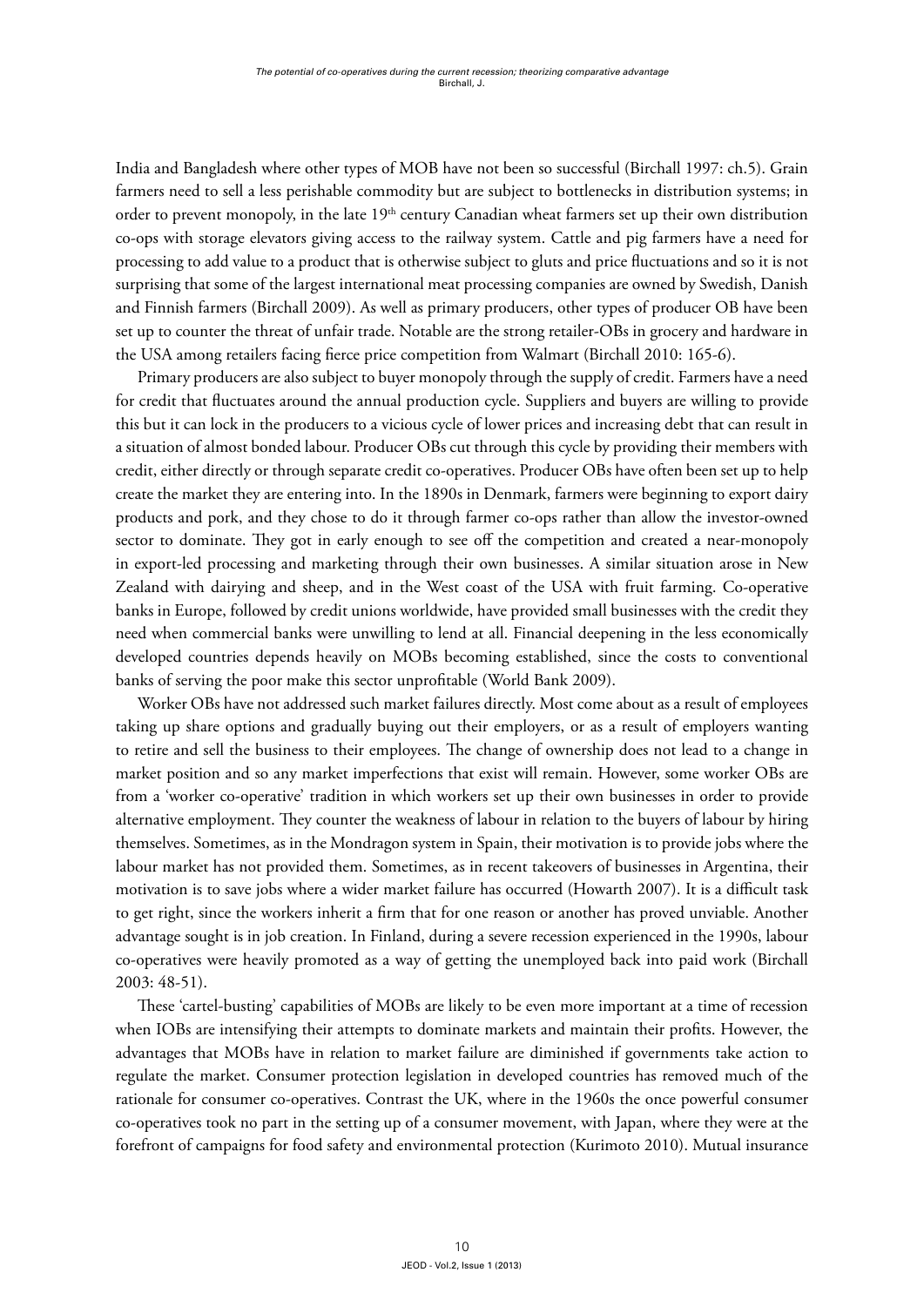India and Bangladesh where other types of MOB have not been so successful (Birchall 1997: ch.5). Grain farmers need to sell a less perishable commodity but are subject to bottlenecks in distribution systems; in order to prevent monopoly, in the late 19th century Canadian wheat farmers set up their own distribution co-ops with storage elevators giving access to the railway system. Cattle and pig farmers have a need for processing to add value to a product that is otherwise subject to gluts and price fluctuations and so it is not surprising that some of the largest international meat processing companies are owned by Swedish, Danish and Finnish farmers (Birchall 2009). As well as primary producers, other types of producer OB have been set up to counter the threat of unfair trade. Notable are the strong retailer-OBs in grocery and hardware in the USA among retailers facing fierce price competition from Walmart (Birchall 2010: 165-6).

Primary producers are also subject to buyer monopoly through the supply of credit. Farmers have a need for credit that fluctuates around the annual production cycle. Suppliers and buyers are willing to provide this but it can lock in the producers to a vicious cycle of lower prices and increasing debt that can result in a situation of almost bonded labour. Producer OBs cut through this cycle by providing their members with credit, either directly or through separate credit co-operatives. Producer OBs have often been set up to help create the market they are entering into. In the 1890s in Denmark, farmers were beginning to export dairy products and pork, and they chose to do it through farmer co-ops rather than allow the investor-owned sector to dominate. They got in early enough to see off the competition and created a near-monopoly in export-led processing and marketing through their own businesses. A similar situation arose in New Zealand with dairying and sheep, and in the West coast of the USA with fruit farming. Co-operative banks in Europe, followed by credit unions worldwide, have provided small businesses with the credit they need when commercial banks were unwilling to lend at all. Financial deepening in the less economically developed countries depends heavily on MOBs becoming established, since the costs to conventional banks of serving the poor make this sector unprofitable (World Bank 2009).

Worker OBs have not addressed such market failures directly. Most come about as a result of employees taking up share options and gradually buying out their employers, or as a result of employers wanting to retire and sell the business to their employees. The change of ownership does not lead to a change in market position and so any market imperfections that exist will remain. However, some worker OBs are from a 'worker co-operative' tradition in which workers set up their own businesses in order to provide alternative employment. They counter the weakness of labour in relation to the buyers of labour by hiring themselves. Sometimes, as in the Mondragon system in Spain, their motivation is to provide jobs where the labour market has not provided them. Sometimes, as in recent takeovers of businesses in Argentina, their motivation is to save jobs where a wider market failure has occurred (Howarth 2007). It is a difficult task to get right, since the workers inherit a firm that for one reason or another has proved unviable. Another advantage sought is in job creation. In Finland, during a severe recession experienced in the 1990s, labour co-operatives were heavily promoted as a way of getting the unemployed back into paid work (Birchall 2003: 48-51).

These 'cartel-busting' capabilities of MOBs are likely to be even more important at a time of recession when IOBs are intensifying their attempts to dominate markets and maintain their profits. However, the advantages that MOBs have in relation to market failure are diminished if governments take action to regulate the market. Consumer protection legislation in developed countries has removed much of the rationale for consumer co-operatives. Contrast the UK, where in the 1960s the once powerful consumer co-operatives took no part in the setting up of a consumer movement, with Japan, where they were at the forefront of campaigns for food safety and environmental protection (Kurimoto 2010). Mutual insurance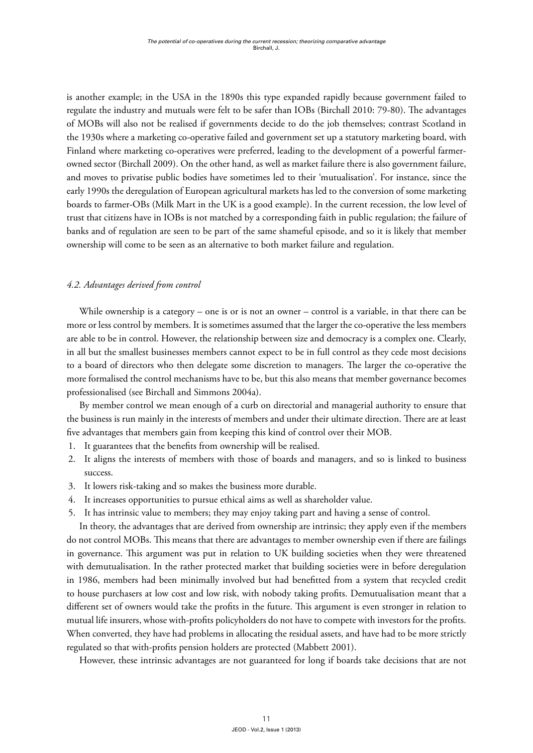is another example; in the USA in the 1890s this type expanded rapidly because government failed to regulate the industry and mutuals were felt to be safer than IOBs (Birchall 2010: 79-80). The advantages of MOBs will also not be realised if governments decide to do the job themselves; contrast Scotland in the 1930s where a marketing co-operative failed and government set up a statutory marketing board, with Finland where marketing co-operatives were preferred, leading to the development of a powerful farmer-owned sector (Birchall 2009). On the other hand, as well as market failure there is also government failure, and moves to privatise public bodies have sometimes led to their 'mutualisation'. For instance, since the early 1990s the deregulation of European agricultural markets has led to the conversion of some marketing boards to farmer-OBs (Milk Mart in the UK is a good example). In the current recession, the low level of trust that citizens have in IOBs is not matched by a corresponding faith in public regulation; the failure of banks and of regulation are seen to be part of the same shameful episode, and so it is likely that member ownership will come to be seen as an alternative to both market failure and regulation.

#### *4.2. Advantages derived from control*

While ownership is a category – one is or is not an owner – control is a variable, in that there can be more or less control by members. It is sometimes assumed that the larger the co-operative the less members are able to be in control. However, the relationship between size and democracy is a complex one. Clearly, in all but the smallest businesses members cannot expect to be in full control as they cede most decisions to a board of directors who then delegate some discretion to managers. The larger the co-operative the more formalised the control mechanisms have to be, but this also means that member governance becomes professionalised (see Birchall and Simmons 2004a).

By member control we mean enough of a curb on directorial and managerial authority to ensure that the business is run mainly in the interests of members and under their ultimate direction. There are at least five advantages that members gain from keeping this kind of control over their MOB.

1. It guarantees that the benefits from ownership will be realised.
2. It aligns the interests of members with those of boards and managers, and so is linked to business success.
3. It lowers risk-taking and so makes the business more durable.
4. It increases opportunities to pursue ethical aims as well as shareholder value.
5. It has intrinsic value to members; they may enjoy taking part and having a sense of control.

In theory, the advantages that are derived from ownership are intrinsic; they apply even if the members do not control MOBs. This means that there are advantages to member ownership even if there are failings in governance. This argument was put in relation to UK building societies when they were threatened with demutualisation. In the rather protected market that building societies were in before deregulation in 1986, members had been minimally involved but had benefitted from a system that recycled credit to house purchasers at low cost and low risk, with nobody taking profits. Demutualisation meant that a different set of owners would take the profits in the future. This argument is even stronger in relation to mutual life insurers, whose with-profits policyholders do not have to compete with investors for the profits. When converted, they have had problems in allocating the residual assets, and have had to be more strictly regulated so that with-profits pension holders are protected (Mabbett 2001).

However, these intrinsic advantages are not guaranteed for long if boards take decisions that are not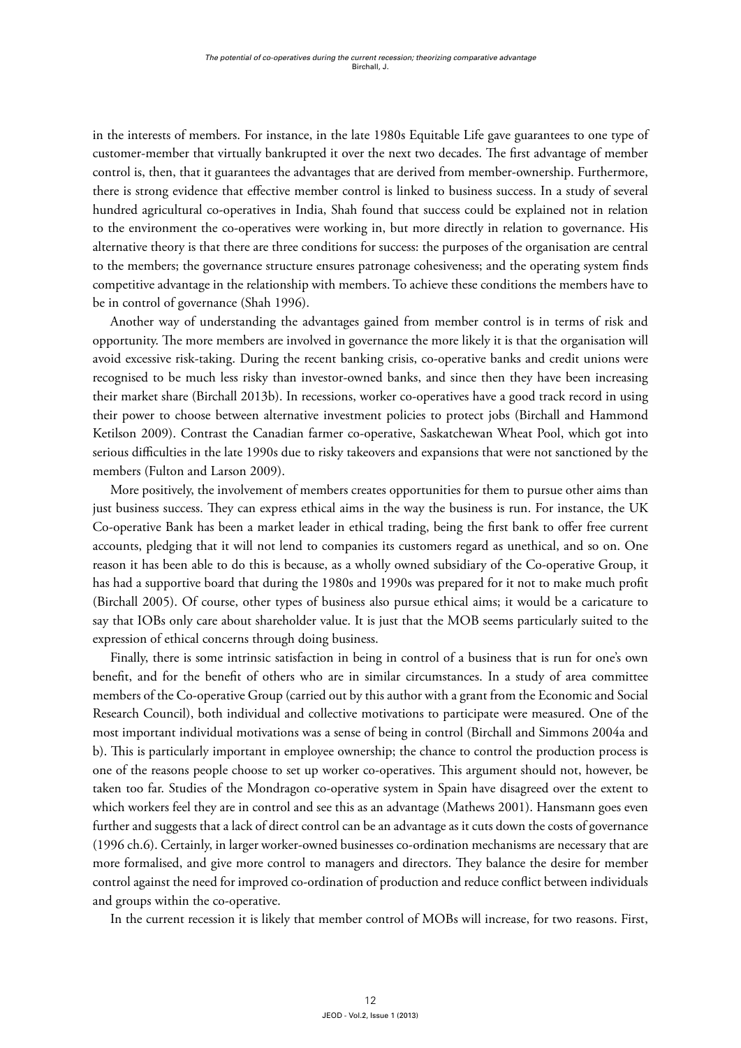in the interests of members. For instance, in the late 1980s Equitable Life gave guarantees to one type of customer-member that virtually bankrupted it over the next two decades. The first advantage of member control is, then, that it guarantees the advantages that are derived from member-ownership. Furthermore, there is strong evidence that effective member control is linked to business success. In a study of several hundred agricultural co-operatives in India, Shah found that success could be explained not in relation to the environment the co-operatives were working in, but more directly in relation to governance. His alternative theory is that there are three conditions for success: the purposes of the organisation are central to the members; the governance structure ensures patronage cohesiveness; and the operating system finds competitive advantage in the relationship with members. To achieve these conditions the members have to be in control of governance (Shah 1996).

Another way of understanding the advantages gained from member control is in terms of risk and opportunity. The more members are involved in governance the more likely it is that the organisation will avoid excessive risk-taking. During the recent banking crisis, co-operative banks and credit unions were recognised to be much less risky than investor-owned banks, and since then they have been increasing their market share (Birchall 2013b). In recessions, worker co-operatives have a good track record in using their power to choose between alternative investment policies to protect jobs (Birchall and Hammond Ketilson 2009). Contrast the Canadian farmer co-operative, Saskatchewan Wheat Pool, which got into serious difficulties in the late 1990s due to risky takeovers and expansions that were not sanctioned by the members (Fulton and Larson 2009).

More positively, the involvement of members creates opportunities for them to pursue other aims than just business success. They can express ethical aims in the way the business is run. For instance, the UK Co-operative Bank has been a market leader in ethical trading, being the first bank to offer free current accounts, pledging that it will not lend to companies its customers regard as unethical, and so on. One reason it has been able to do this is because, as a wholly owned subsidiary of the Co-operative Group, it has had a supportive board that during the 1980s and 1990s was prepared for it not to make much profit (Birchall 2005). Of course, other types of business also pursue ethical aims; it would be a caricature to say that IOBs only care about shareholder value. It is just that the MOB seems particularly suited to the expression of ethical concerns through doing business.

Finally, there is some intrinsic satisfaction in being in control of a business that is run for one's own benefit, and for the benefit of others who are in similar circumstances. In a study of area committee members of the Co-operative Group (carried out by this author with a grant from the Economic and Social Research Council), both individual and collective motivations to participate were measured. One of the most important individual motivations was a sense of being in control (Birchall and Simmons 2004a and b). This is particularly important in employee ownership; the chance to control the production process is one of the reasons people choose to set up worker co-operatives. This argument should not, however, be taken too far. Studies of the Mondragon co-operative system in Spain have disagreed over the extent to which workers feel they are in control and see this as an advantage (Mathews 2001). Hansmann goes even further and suggests that a lack of direct control can be an advantage as it cuts down the costs of governance (1996 ch.6). Certainly, in larger worker-owned businesses co-ordination mechanisms are necessary that are more formalised, and give more control to managers and directors. They balance the desire for member control against the need for improved co-ordination of production and reduce conflict between individuals and groups within the co-operative.

In the current recession it is likely that member control of MOBs will increase, for two reasons. First,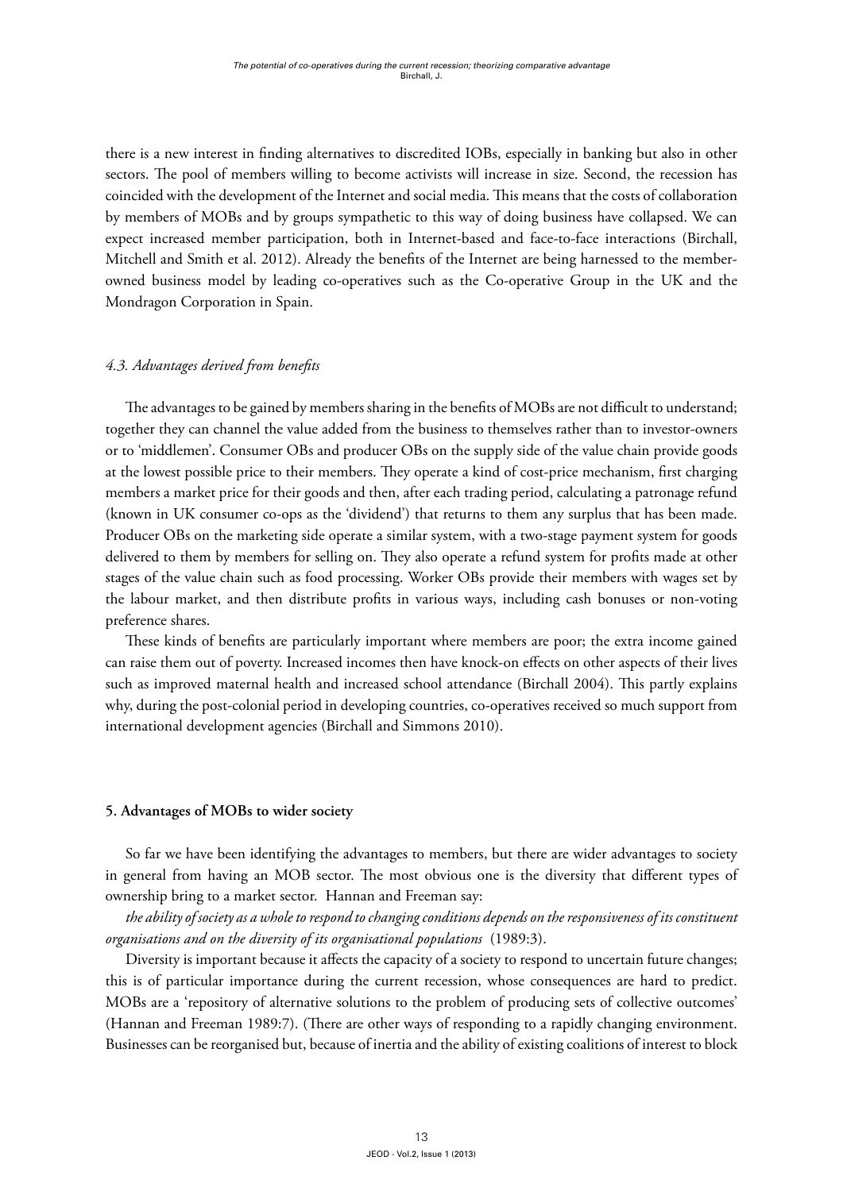there is a new interest in finding alternatives to discredited IOBs, especially in banking but also in other sectors. The pool of members willing to become activists will increase in size. Second, the recession has coincided with the development of the Internet and social media. This means that the costs of collaboration by members of MOBs and by groups sympathetic to this way of doing business have collapsed. We can expect increased member participation, both in Internet-based and face-to-face interactions (Birchall, Mitchell and Smith et al. 2012). Already the benefits of the Internet are being harnessed to the member-owned business model by leading co-operatives such as the Co-operative Group in the UK and the Mondragon Corporation in Spain.

### *4.3. Advantages derived from benefits*

The advantages to be gained by members sharing in the benefits of MOBs are not difficult to understand; together they can channel the value added from the business to themselves rather than to investor-owners or to 'middlemen'. Consumer OBs and producer OBs on the supply side of the value chain provide goods at the lowest possible price to their members. They operate a kind of cost-price mechanism, first charging members a market price for their goods and then, after each trading period, calculating a patronage refund (known in UK consumer co-ops as the 'dividend') that returns to them any surplus that has been made. Producer OBs on the marketing side operate a similar system, with a two-stage payment system for goods delivered to them by members for selling on. They also operate a refund system for profits made at other stages of the value chain such as food processing. Worker OBs provide their members with wages set by the labour market, and then distribute profits in various ways, including cash bonuses or non-voting preference shares.

These kinds of benefits are particularly important where members are poor; the extra income gained can raise them out of poverty. Increased incomes then have knock-on effects on other aspects of their lives such as improved maternal health and increased school attendance (Birchall 2004). This partly explains why, during the post-colonial period in developing countries, co-operatives received so much support from international development agencies (Birchall and Simmons 2010).

## **5. Advantages of MOBs to wider society**

So far we have been identifying the advantages to members, but there are wider advantages to society in general from having an MOB sector. The most obvious one is the diversity that different types of ownership bring to a market sector. Hannan and Freeman say:

*the ability of society as a whole to respond to changing conditions depends on the responsiveness of its constituent organisations and on the diversity of its organisational populations* (1989:3).

Diversity is important because it affects the capacity of a society to respond to uncertain future changes; this is of particular importance during the current recession, whose consequences are hard to predict. MOBs are a 'repository of alternative solutions to the problem of producing sets of collective outcomes' (Hannan and Freeman 1989:7). (There are other ways of responding to a rapidly changing environment. Businesses can be reorganised but, because of inertia and the ability of existing coalitions of interest to block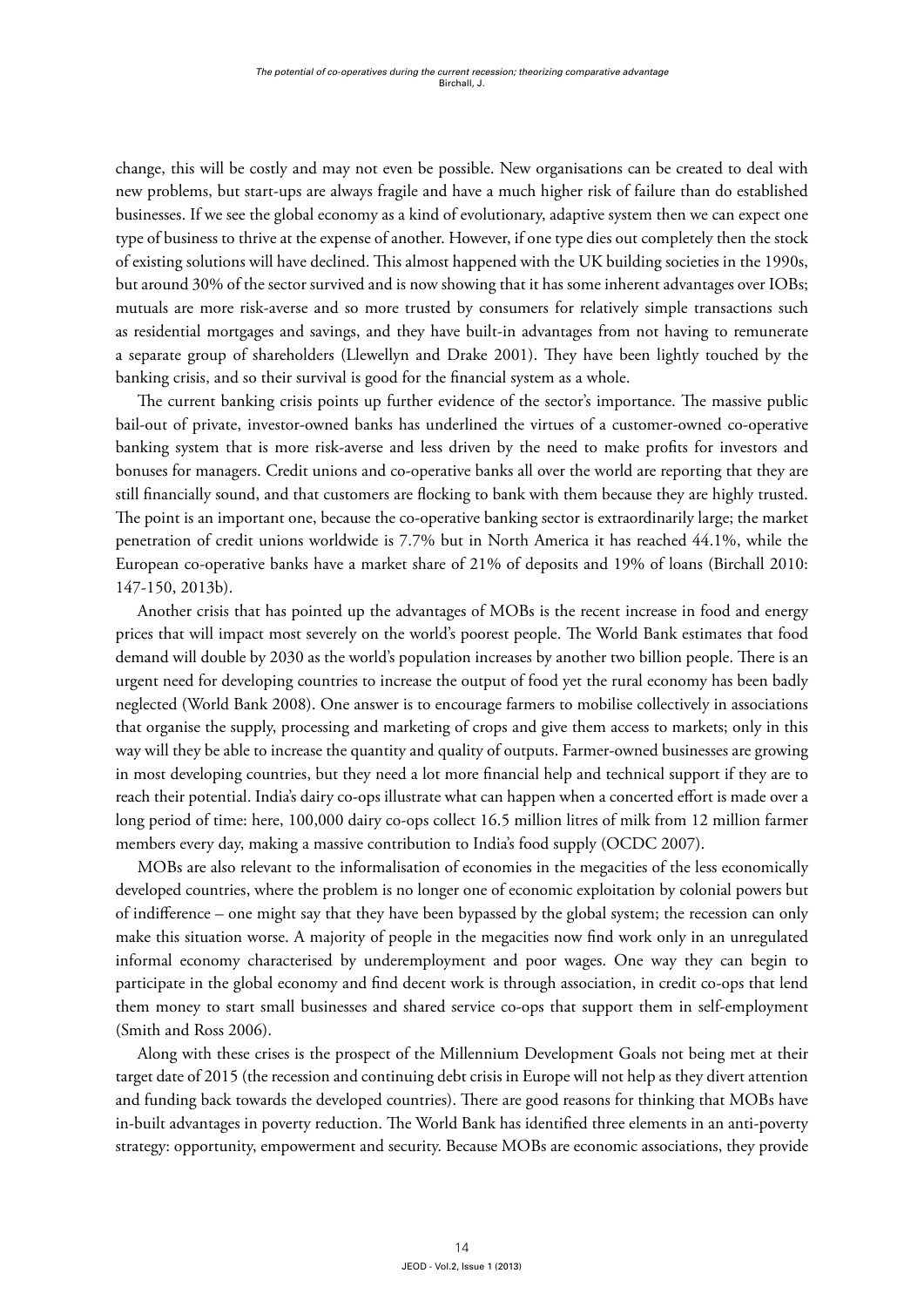change, this will be costly and may not even be possible. New organisations can be created to deal with new problems, but start-ups are always fragile and have a much higher risk of failure than do established businesses. If we see the global economy as a kind of evolutionary, adaptive system then we can expect one type of business to thrive at the expense of another. However, if one type dies out completely then the stock of existing solutions will have declined. This almost happened with the UK building societies in the 1990s, but around 30% of the sector survived and is now showing that it has some inherent advantages over IOBs; mutuals are more risk-averse and so more trusted by consumers for relatively simple transactions such as residential mortgages and savings, and they have built-in advantages from not having to remunerate a separate group of shareholders (Llewellyn and Drake 2001). They have been lightly touched by the banking crisis, and so their survival is good for the financial system as a whole.

The current banking crisis points up further evidence of the sector's importance. The massive public bail-out of private, investor-owned banks has underlined the virtues of a customer-owned co-operative banking system that is more risk-averse and less driven by the need to make profits for investors and bonuses for managers. Credit unions and co-operative banks all over the world are reporting that they are still financially sound, and that customers are flocking to bank with them because they are highly trusted. The point is an important one, because the co-operative banking sector is extraordinarily large; the market penetration of credit unions worldwide is 7.7% but in North America it has reached 44.1%, while the European co-operative banks have a market share of 21% of deposits and 19% of loans (Birchall 2010: 147-150, 2013b).

Another crisis that has pointed up the advantages of MOBs is the recent increase in food and energy prices that will impact most severely on the world's poorest people. The World Bank estimates that food demand will double by 2030 as the world's population increases by another two billion people. There is an urgent need for developing countries to increase the output of food yet the rural economy has been badly neglected (World Bank 2008). One answer is to encourage farmers to mobilise collectively in associations that organise the supply, processing and marketing of crops and give them access to markets; only in this way will they be able to increase the quantity and quality of outputs. Farmer-owned businesses are growing in most developing countries, but they need a lot more financial help and technical support if they are to reach their potential. India's dairy co-ops illustrate what can happen when a concerted effort is made over a long period of time: here, 100,000 dairy co-ops collect 16.5 million litres of milk from 12 million farmer members every day, making a massive contribution to India's food supply (OCDC 2007).

MOBs are also relevant to the informalisation of economies in the megacities of the less economically developed countries, where the problem is no longer one of economic exploitation by colonial powers but of indifference – one might say that they have been bypassed by the global system; the recession can only make this situation worse. A majority of people in the megacities now find work only in an unregulated informal economy characterised by underemployment and poor wages. One way they can begin to participate in the global economy and find decent work is through association, in credit co-ops that lend them money to start small businesses and shared service co-ops that support them in self-employment (Smith and Ross 2006).

Along with these crises is the prospect of the Millennium Development Goals not being met at their target date of 2015 (the recession and continuing debt crisis in Europe will not help as they divert attention and funding back towards the developed countries). There are good reasons for thinking that MOBs have in-built advantages in poverty reduction. The World Bank has identified three elements in an anti-poverty strategy: opportunity, empowerment and security. Because MOBs are economic associations, they provide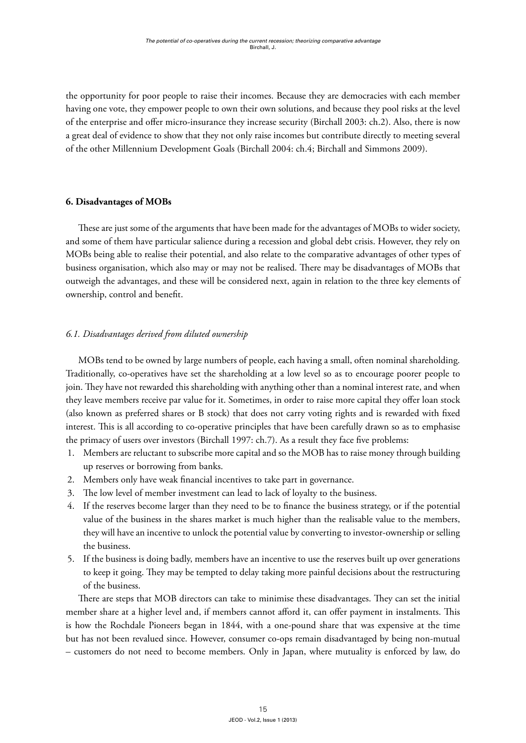the opportunity for poor people to raise their incomes. Because they are democracies with each member having one vote, they empower people to own their own solutions, and because they pool risks at the level of the enterprise and offer micro-insurance they increase security (Birchall 2003: ch.2). Also, there is now a great deal of evidence to show that they not only raise incomes but contribute directly to meeting several of the other Millennium Development Goals (Birchall 2004: ch.4; Birchall and Simmons 2009).

## 6. Disadvantages of MOBs

These are just some of the arguments that have been made for the advantages of MOBs to wider society, and some of them have particular salience during a recession and global debt crisis. However, they rely on MOBs being able to realise their potential, and also relate to the comparative advantages of other types of business organisation, which also may or may not be realised. There may be disadvantages of MOBs that outweigh the advantages, and these will be considered next, again in relation to the three key elements of ownership, control and benefit.

### *6.1. Disadvantages derived from diluted ownership*

MOBs tend to be owned by large numbers of people, each having a small, often nominal shareholding. Traditionally, co-operatives have set the shareholding at a low level so as to encourage poorer people to join. They have not rewarded this shareholding with anything other than a nominal interest rate, and when they leave members receive par value for it. Sometimes, in order to raise more capital they offer loan stock (also known as preferred shares or B stock) that does not carry voting rights and is rewarded with fixed interest. This is all according to co-operative principles that have been carefully drawn so as to emphasise the primacy of users over investors (Birchall 1997: ch.7). As a result they face five problems:

1. Members are reluctant to subscribe more capital and so the MOB has to raise money through building up reserves or borrowing from banks.
2. Members only have weak financial incentives to take part in governance.
3. The low level of member investment can lead to lack of loyalty to the business.
4. If the reserves become larger than they need to be to finance the business strategy, or if the potential value of the business in the shares market is much higher than the realisable value to the members, they will have an incentive to unlock the potential value by converting to investor-ownership or selling the business.
5. If the business is doing badly, members have an incentive to use the reserves built up over generations to keep it going. They may be tempted to delay taking more painful decisions about the restructuring of the business.

There are steps that MOB directors can take to minimise these disadvantages. They can set the initial member share at a higher level and, if members cannot afford it, can offer payment in instalments. This is how the Rochdale Pioneers began in 1844, with a one-pound share that was expensive at the time but has not been revalued since. However, consumer co-ops remain disadvantaged by being non-mutual – customers do not need to become members. Only in Japan, where mutuality is enforced by law, do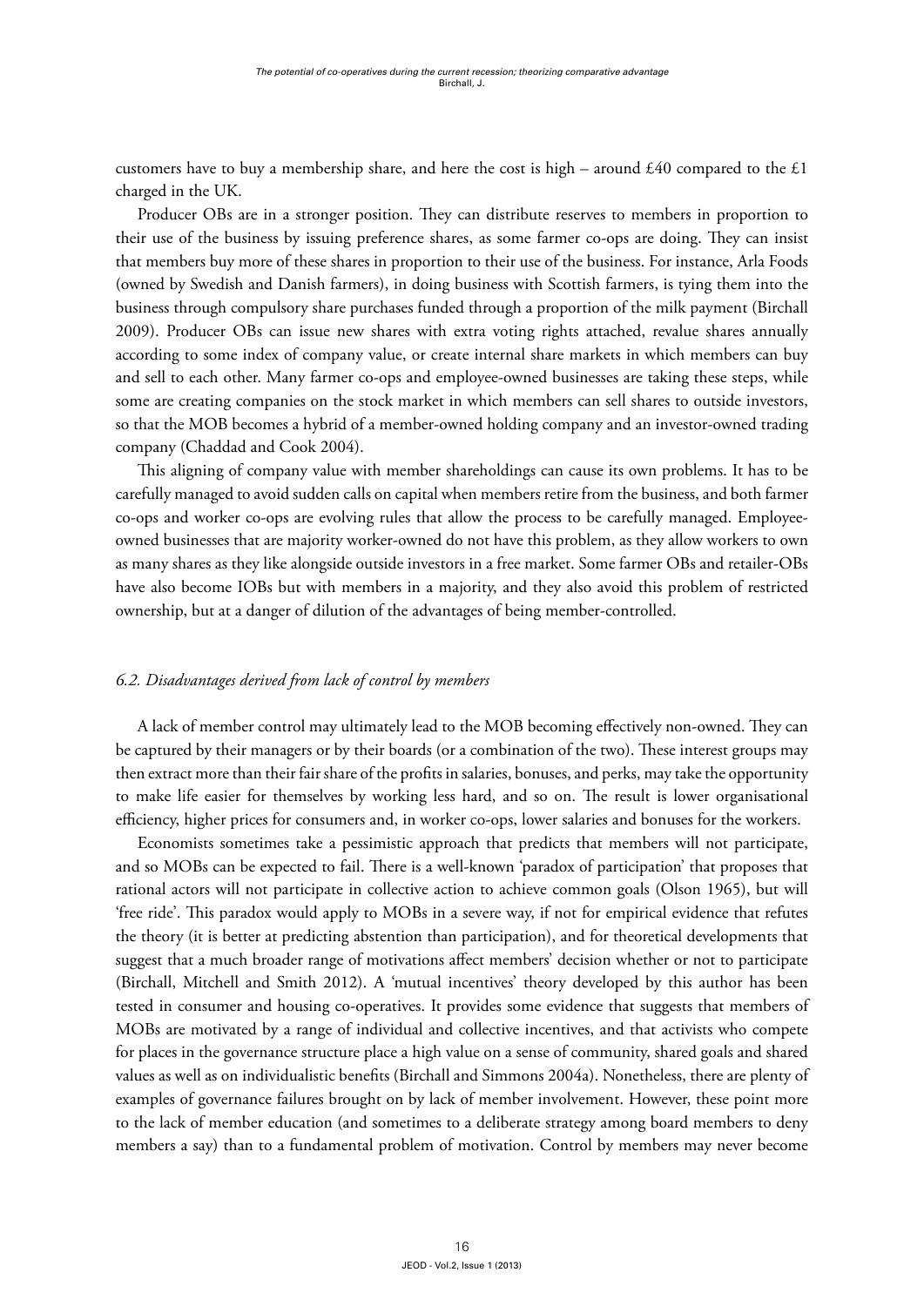customers have to buy a membership share, and here the cost is high – around £40 compared to the £1 charged in the UK.

Producer OBs are in a stronger position. They can distribute reserves to members in proportion to their use of the business by issuing preference shares, as some farmer co-ops are doing. They can insist that members buy more of these shares in proportion to their use of the business. For instance, Arla Foods (owned by Swedish and Danish farmers), in doing business with Scottish farmers, is tying them into the business through compulsory share purchases funded through a proportion of the milk payment (Birchall 2009). Producer OBs can issue new shares with extra voting rights attached, revalue shares annually according to some index of company value, or create internal share markets in which members can buy and sell to each other. Many farmer co-ops and employee-owned businesses are taking these steps, while some are creating companies on the stock market in which members can sell shares to outside investors, so that the MOB becomes a hybrid of a member-owned holding company and an investor-owned trading company (Chaddad and Cook 2004).

This aligning of company value with member shareholdings can cause its own problems. It has to be carefully managed to avoid sudden calls on capital when members retire from the business, and both farmer co-ops and worker co-ops are evolving rules that allow the process to be carefully managed. Employee-owned businesses that are majority worker-owned do not have this problem, as they allow workers to own as many shares as they like alongside outside investors in a free market. Some farmer OBs and retailer-OBs have also become IOBs but with members in a majority, and they also avoid this problem of restricted ownership, but at a danger of dilution of the advantages of being member-controlled.

### *6.2. Disadvantages derived from lack of control by members*

A lack of member control may ultimately lead to the MOB becoming effectively non-owned. They can be captured by their managers or by their boards (or a combination of the two). These interest groups may then extract more than their fair share of the profits in salaries, bonuses, and perks, may take the opportunity to make life easier for themselves by working less hard, and so on. The result is lower organisational efficiency, higher prices for consumers and, in worker co-ops, lower salaries and bonuses for the workers.

Economists sometimes take a pessimistic approach that predicts that members will not participate, and so MOBs can be expected to fail. There is a well-known 'paradox of participation' that proposes that rational actors will not participate in collective action to achieve common goals (Olson 1965), but will 'free ride'. This paradox would apply to MOBs in a severe way, if not for empirical evidence that refutes the theory (it is better at predicting abstention than participation), and for theoretical developments that suggest that a much broader range of motivations affect members' decision whether or not to participate (Birchall, Mitchell and Smith 2012). A 'mutual incentives' theory developed by this author has been tested in consumer and housing co-operatives. It provides some evidence that suggests that members of MOBs are motivated by a range of individual and collective incentives, and that activists who compete for places in the governance structure place a high value on a sense of community, shared goals and shared values as well as on individualistic benefits (Birchall and Simmons 2004a). Nonetheless, there are plenty of examples of governance failures brought on by lack of member involvement. However, these point more to the lack of member education (and sometimes to a deliberate strategy among board members to deny members a say) than to a fundamental problem of motivation. Control by members may never become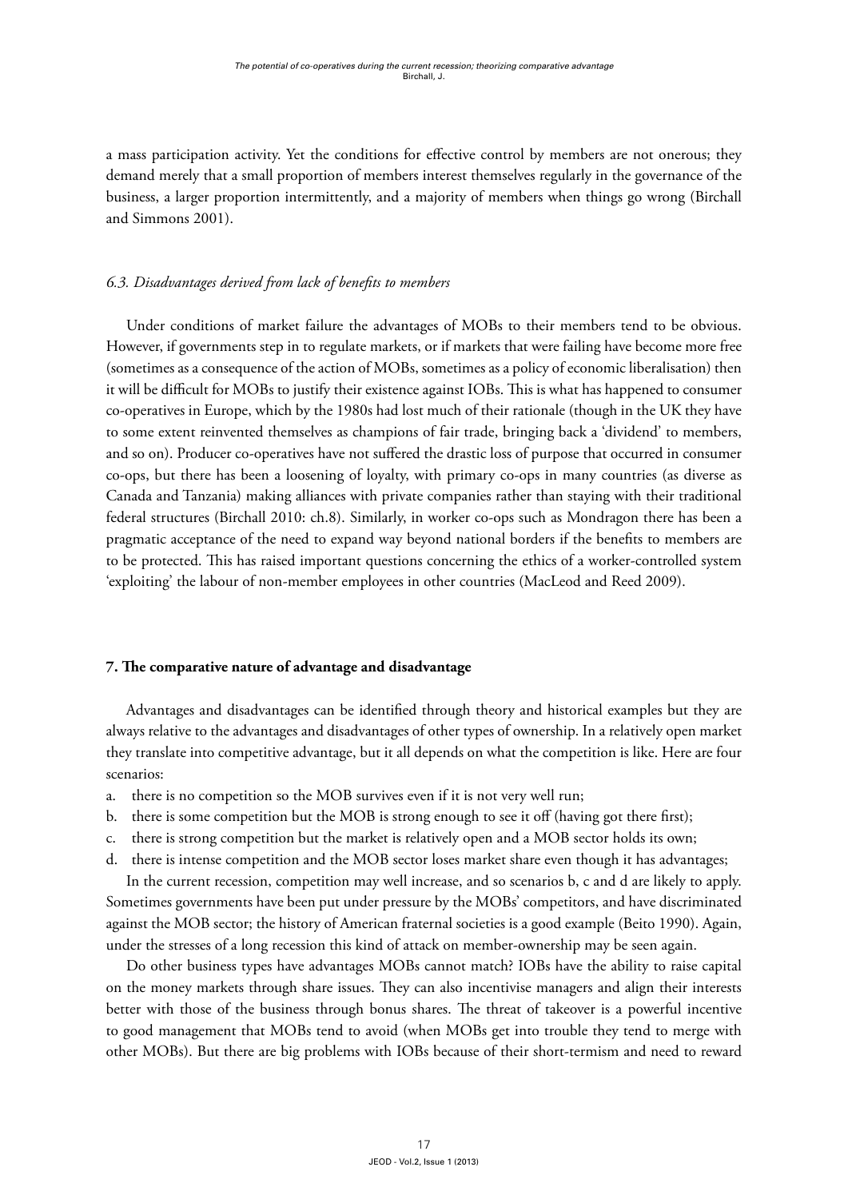a mass participation activity. Yet the conditions for effective control by members are not onerous; they demand merely that a small proportion of members interest themselves regularly in the governance of the business, a larger proportion intermittently, and a majority of members when things go wrong (Birchall and Simmons 2001).

### *6.3. Disadvantages derived from lack of benefits to members*

Under conditions of market failure the advantages of MOBs to their members tend to be obvious. However, if governments step in to regulate markets, or if markets that were failing have become more free (sometimes as a consequence of the action of MOBs, sometimes as a policy of economic liberalisation) then it will be difficult for MOBs to justify their existence against IOBs. This is what has happened to consumer co-operatives in Europe, which by the 1980s had lost much of their rationale (though in the UK they have to some extent reinvented themselves as champions of fair trade, bringing back a 'dividend' to members, and so on). Producer co-operatives have not suffered the drastic loss of purpose that occurred in consumer co-ops, but there has been a loosening of loyalty, with primary co-ops in many countries (as diverse as Canada and Tanzania) making alliances with private companies rather than staying with their traditional federal structures (Birchall 2010: ch.8). Similarly, in worker co-ops such as Mondragon there has been a pragmatic acceptance of the need to expand way beyond national borders if the benefits to members are to be protected. This has raised important questions concerning the ethics of a worker-controlled system 'exploiting' the labour of non-member employees in other countries (MacLeod and Reed 2009).

## 7. The comparative nature of advantage and disadvantage

Advantages and disadvantages can be identified through theory and historical examples but they are always relative to the advantages and disadvantages of other types of ownership. In a relatively open market they translate into competitive advantage, but it all depends on what the competition is like. Here are four scenarios:

a. there is no competition so the MOB survives even if it is not very well run;
b. there is some competition but the MOB is strong enough to see it off (having got there first);
c. there is strong competition but the market is relatively open and a MOB sector holds its own;
d. there is intense competition and the MOB sector loses market share even though it has advantages;

In the current recession, competition may well increase, and so scenarios b, c and d are likely to apply. Sometimes governments have been put under pressure by the MOBs' competitors, and have discriminated against the MOB sector; the history of American fraternal societies is a good example (Beito 1990). Again, under the stresses of a long recession this kind of attack on member-ownership may be seen again.

Do other business types have advantages MOBs cannot match? IOBs have the ability to raise capital on the money markets through share issues. They can also incentivise managers and align their interests better with those of the business through bonus shares. The threat of takeover is a powerful incentive to good management that MOBs tend to avoid (when MOBs get into trouble they tend to merge with other MOBs). But there are big problems with IOBs because of their short-termism and need to reward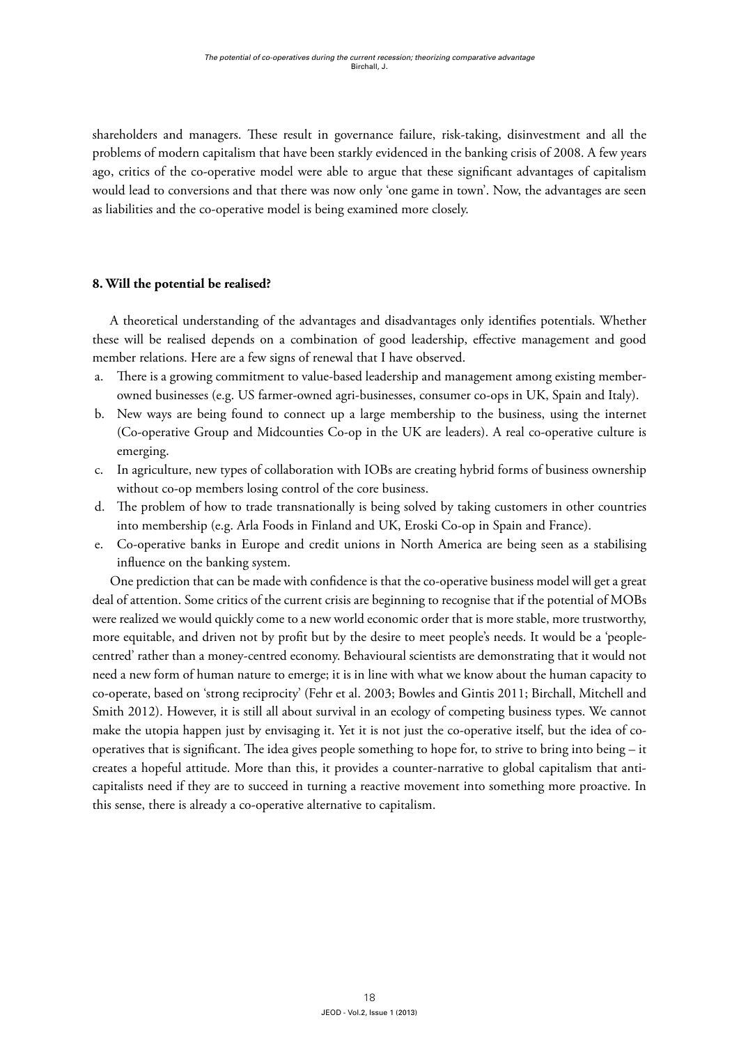shareholders and managers. These result in governance failure, risk-taking, disinvestment and all the problems of modern capitalism that have been starkly evidenced in the banking crisis of 2008. A few years ago, critics of the co-operative model were able to argue that these significant advantages of capitalism would lead to conversions and that there was now only 'one game in town'. Now, the advantages are seen as liabilities and the co-operative model is being examined more closely.

## 8. Will the potential be realised?

A theoretical understanding of the advantages and disadvantages only identifies potentials. Whether these will be realised depends on a combination of good leadership, effective management and good member relations. Here are a few signs of renewal that I have observed.

a. There is a growing commitment to value-based leadership and management among existing member-owned businesses (e.g. US farmer-owned agri-businesses, consumer co-ops in UK, Spain and Italy).
b. New ways are being found to connect up a large membership to the business, using the internet (Co-operative Group and Midcounties Co-op in the UK are leaders). A real co-operative culture is emerging.
c. In agriculture, new types of collaboration with IOBs are creating hybrid forms of business ownership without co-op members losing control of the core business.
d. The problem of how to trade transnationally is being solved by taking customers in other countries into membership (e.g. Arla Foods in Finland and UK, Eroski Co-op in Spain and France).
e. Co-operative banks in Europe and credit unions in North America are being seen as a stabilising influence on the banking system.

One prediction that can be made with confidence is that the co-operative business model will get a great deal of attention. Some critics of the current crisis are beginning to recognise that if the potential of MOBs were realized we would quickly come to a new world economic order that is more stable, more trustworthy, more equitable, and driven not by profit but by the desire to meet people's needs. It would be a 'people-centred' rather than a money-centred economy. Behavioural scientists are demonstrating that it would not need a new form of human nature to emerge; it is in line with what we know about the human capacity to co-operate, based on 'strong reciprocity' (Fehr et al. 2003; Bowles and Gintis 2011; Birchall, Mitchell and Smith 2012). However, it is still all about survival in an ecology of competing business types. We cannot make the utopia happen just by envisaging it. Yet it is not just the co-operative itself, but the idea of co-operatives that is significant. The idea gives people something to hope for, to strive to bring into being – it creates a hopeful attitude. More than this, it provides a counter-narrative to global capitalism that anti-capitalists need if they are to succeed in turning a reactive movement into something more proactive. In this sense, there is already a co-operative alternative to capitalism.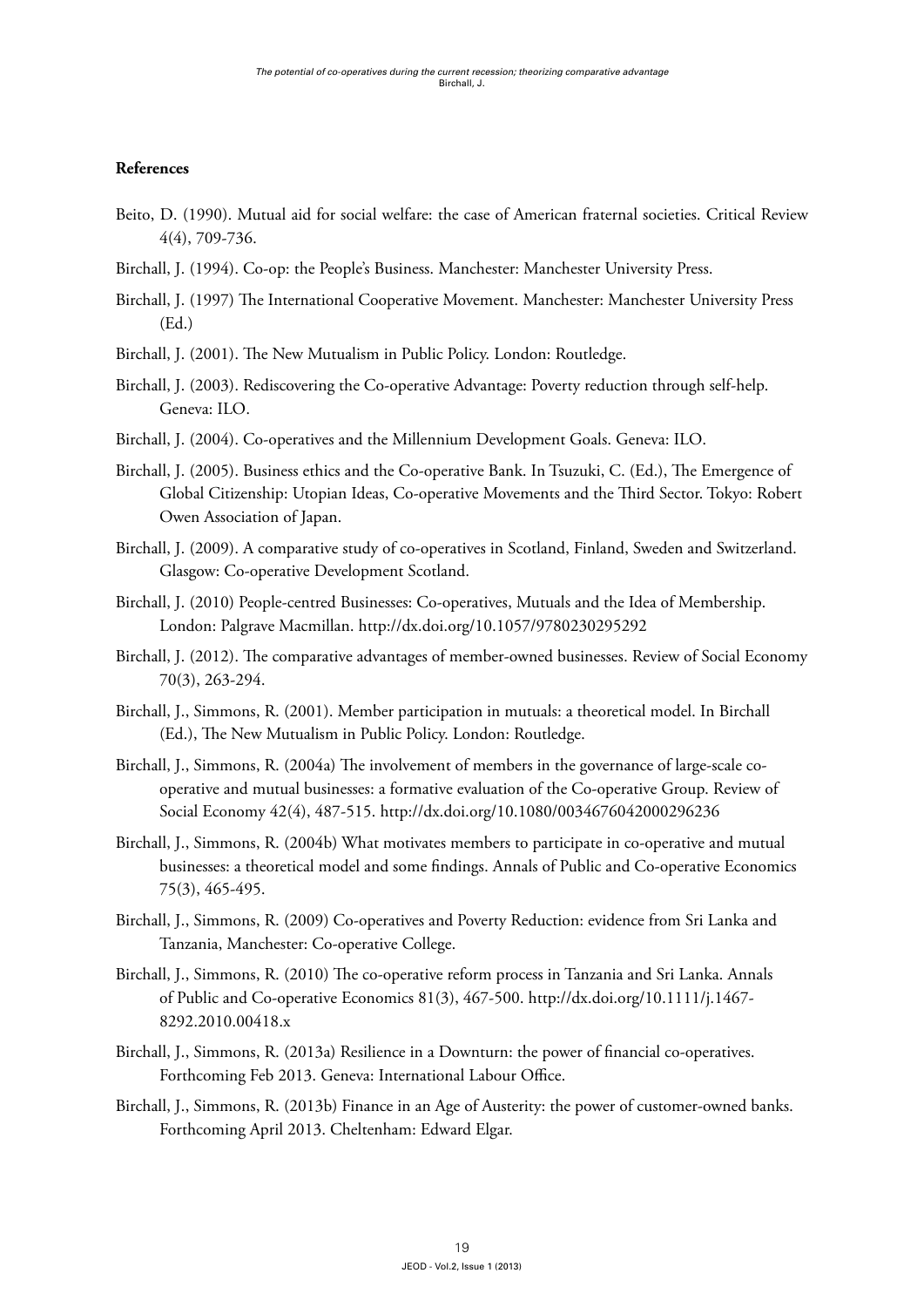**References**

Beito, D. (1990). Mutual aid for social welfare: the case of American fraternal societies. Critical Review 4(4), 709-736.

Birchall, J. (1994). Co-op: the People's Business. Manchester: Manchester University Press.

Birchall, J. (1997) The International Cooperative Movement. Manchester: Manchester University Press (Ed.)

Birchall, J. (2001). The New Mutualism in Public Policy. London: Routledge.

Birchall, J. (2003). Rediscovering the Co-operative Advantage: Poverty reduction through self-help. Geneva: ILO.

Birchall, J. (2004). Co-operatives and the Millennium Development Goals. Geneva: ILO.

Birchall, J. (2005). Business ethics and the Co-operative Bank. In Tsuzuki, C. (Ed.), The Emergence of Global Citizenship: Utopian Ideas, Co-operative Movements and the Third Sector. Tokyo: Robert Owen Association of Japan.

Birchall, J. (2009). A comparative study of co-operatives in Scotland, Finland, Sweden and Switzerland. Glasgow: Co-operative Development Scotland.

Birchall, J. (2010) People-centred Businesses: Co-operatives, Mutuals and the Idea of Membership. London: Palgrave Macmillan. http://dx.doi.org/10.1057/9780230295292

Birchall, J. (2012). The comparative advantages of member-owned businesses. Review of Social Economy 70(3), 263-294.

Birchall, J., Simmons, R. (2001). Member participation in mutuals: a theoretical model. In Birchall (Ed.), The New Mutualism in Public Policy. London: Routledge.

Birchall, J., Simmons, R. (2004a) The involvement of members in the governance of large-scale co-operative and mutual businesses: a formative evaluation of the Co-operative Group. Review of Social Economy 42(4), 487-515. http://dx.doi.org/10.1080/0034676042000296236

Birchall, J., Simmons, R. (2004b) What motivates members to participate in co-operative and mutual businesses: a theoretical model and some findings. Annals of Public and Co-operative Economics 75(3), 465-495.

Birchall, J., Simmons, R. (2009) Co-operatives and Poverty Reduction: evidence from Sri Lanka and Tanzania, Manchester: Co-operative College.

Birchall, J., Simmons, R. (2010) The co-operative reform process in Tanzania and Sri Lanka. Annals of Public and Co-operative Economics 81(3), 467-500. http://dx.doi.org/10.1111/j.1467-8292.2010.00418.x

Birchall, J., Simmons, R. (2013a) Resilience in a Downturn: the power of financial co-operatives. Forthcoming Feb 2013. Geneva: International Labour Office.

Birchall, J., Simmons, R. (2013b) Finance in an Age of Austerity: the power of customer-owned banks. Forthcoming April 2013. Cheltenham: Edward Elgar.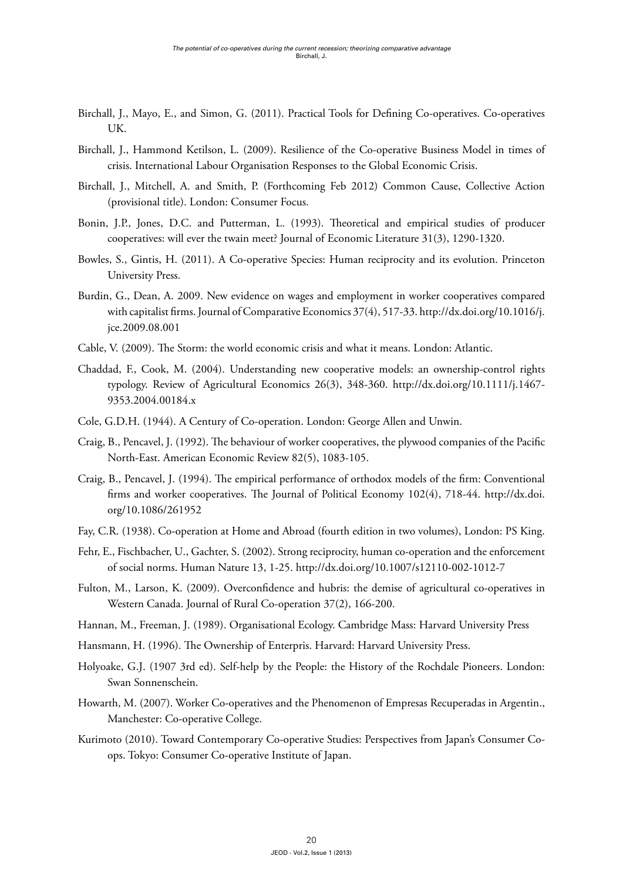Birchall, J., Mayo, E., and Simon, G. (2011). Practical Tools for Defining Co-operatives. Co-operatives UK.

Birchall, J., Hammond Ketilson, L. (2009). Resilience of the Co-operative Business Model in times of crisis. International Labour Organisation Responses to the Global Economic Crisis.

Birchall, J., Mitchell, A. and Smith, P. (Forthcoming Feb 2012) Common Cause, Collective Action (provisional title). London: Consumer Focus.

Bonin, J.P., Jones, D.C. and Putterman, L. (1993). Theoretical and empirical studies of producer cooperatives: will ever the twain meet? Journal of Economic Literature 31(3), 1290-1320.

Bowles, S., Gintis, H. (2011). A Co-operative Species: Human reciprocity and its evolution. Princeton University Press.

Burdin, G., Dean, A. 2009. New evidence on wages and employment in worker cooperatives compared with capitalist firms. Journal of Comparative Economics 37(4), 517-33. http://dx.doi.org/10.1016/j.jce.2009.08.001

Cable, V. (2009). The Storm: the world economic crisis and what it means. London: Atlantic.

Chaddad, F., Cook, M. (2004). Understanding new cooperative models: an ownership-control rights typology. Review of Agricultural Economics 26(3), 348-360. http://dx.doi.org/10.1111/j.1467-9353.2004.00184.x

Cole, G.D.H. (1944). A Century of Co-operation. London: George Allen and Unwin.

Craig, B., Pencavel, J. (1992). The behaviour of worker cooperatives, the plywood companies of the Pacific North-East. American Economic Review 82(5), 1083-105.

Craig, B., Pencavel, J. (1994). The empirical performance of orthodox models of the firm: Conventional firms and worker cooperatives. The Journal of Political Economy 102(4), 718-44. http://dx.doi.org/10.1086/261952

Fay, C.R. (1938). Co-operation at Home and Abroad (fourth edition in two volumes), London: PS King.

Fehr, E., Fischbacher, U., Gachter, S. (2002). Strong reciprocity, human co-operation and the enforcement of social norms. Human Nature 13, 1-25. http://dx.doi.org/10.1007/s12110-002-1012-7

Fulton, M., Larson, K. (2009). Overconfidence and hubris: the demise of agricultural co-operatives in Western Canada. Journal of Rural Co-operation 37(2), 166-200.

Hannan, M., Freeman, J. (1989). Organisational Ecology. Cambridge Mass: Harvard University Press

Hansmann, H. (1996). The Ownership of Enterpris. Harvard: Harvard University Press.

Holyoake, G.J. (1907 3rd ed). Self-help by the People: the History of the Rochdale Pioneers. London: Swan Sonnenschein.

Howarth, M. (2007). Worker Co-operatives and the Phenomenon of Empresas Recuperadas in Argentin., Manchester: Co-operative College.

Kurimoto (2010). Toward Contemporary Co-operative Studies: Perspectives from Japan's Consumer Co-ops. Tokyo: Consumer Co-operative Institute of Japan.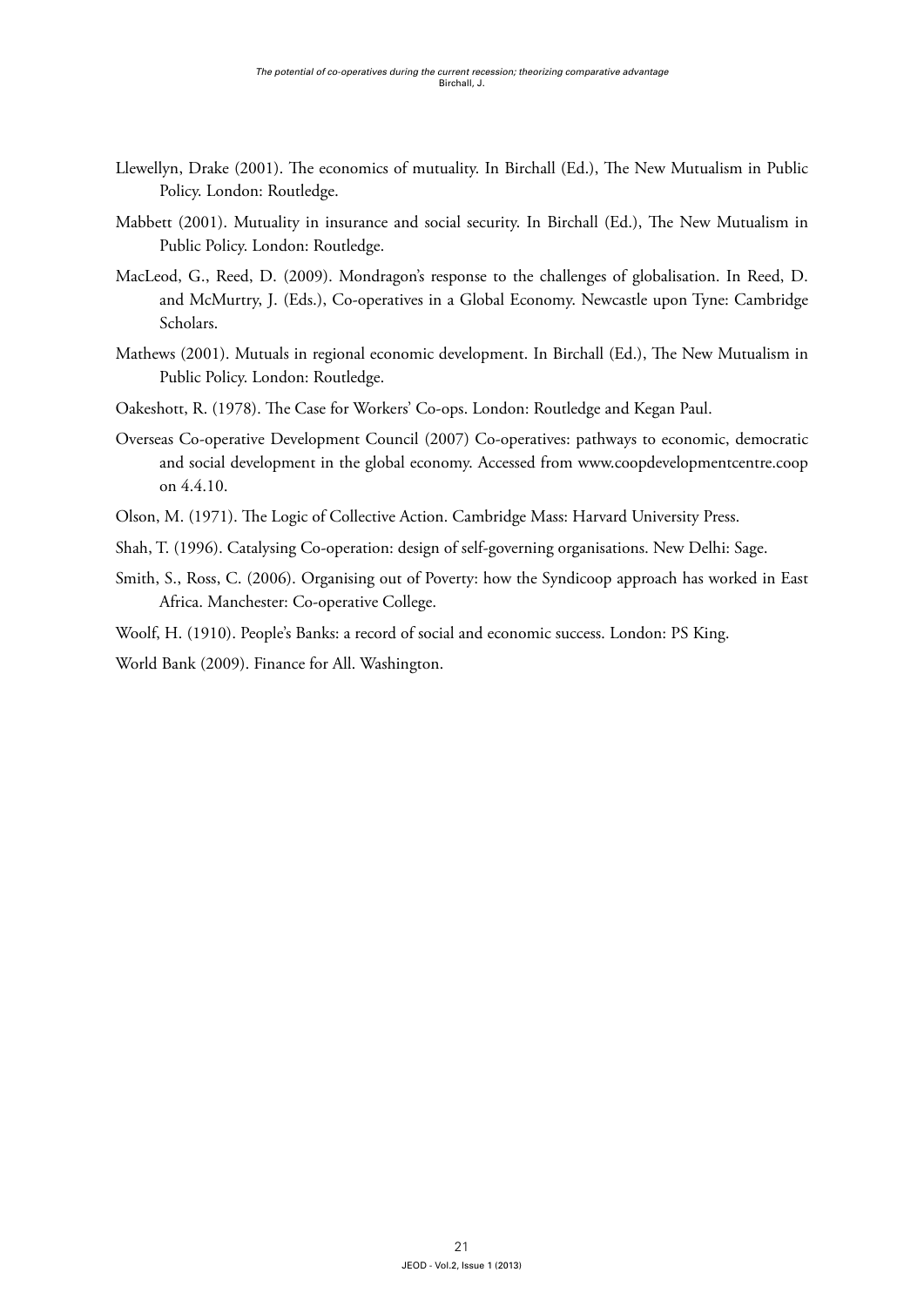Llewellyn, Drake (2001). The economics of mutuality. In Birchall (Ed.), The New Mutualism in Public Policy. London: Routledge.

Mabbett (2001). Mutuality in insurance and social security. In Birchall (Ed.), The New Mutualism in Public Policy. London: Routledge.

MacLeod, G., Reed, D. (2009). Mondragon's response to the challenges of globalisation. In Reed, D. and McMurtry, J. (Eds.), Co-operatives in a Global Economy. Newcastle upon Tyne: Cambridge Scholars.

Mathews (2001). Mutuals in regional economic development. In Birchall (Ed.), The New Mutualism in Public Policy. London: Routledge.

Oakeshott, R. (1978). The Case for Workers' Co-ops. London: Routledge and Kegan Paul.

Overseas Co-operative Development Council (2007) Co-operatives: pathways to economic, democratic and social development in the global economy. Accessed from www.coopdevelopmentcentre.coop on 4.4.10.

Olson, M. (1971). The Logic of Collective Action. Cambridge Mass: Harvard University Press.

Shah, T. (1996). Catalysing Co-operation: design of self-governing organisations. New Delhi: Sage.

Smith, S., Ross, C. (2006). Organising out of Poverty: how the Syndicoop approach has worked in East Africa. Manchester: Co-operative College.

Woolf, H. (1910). People's Banks: a record of social and economic success. London: PS King.

World Bank (2009). Finance for All. Washington.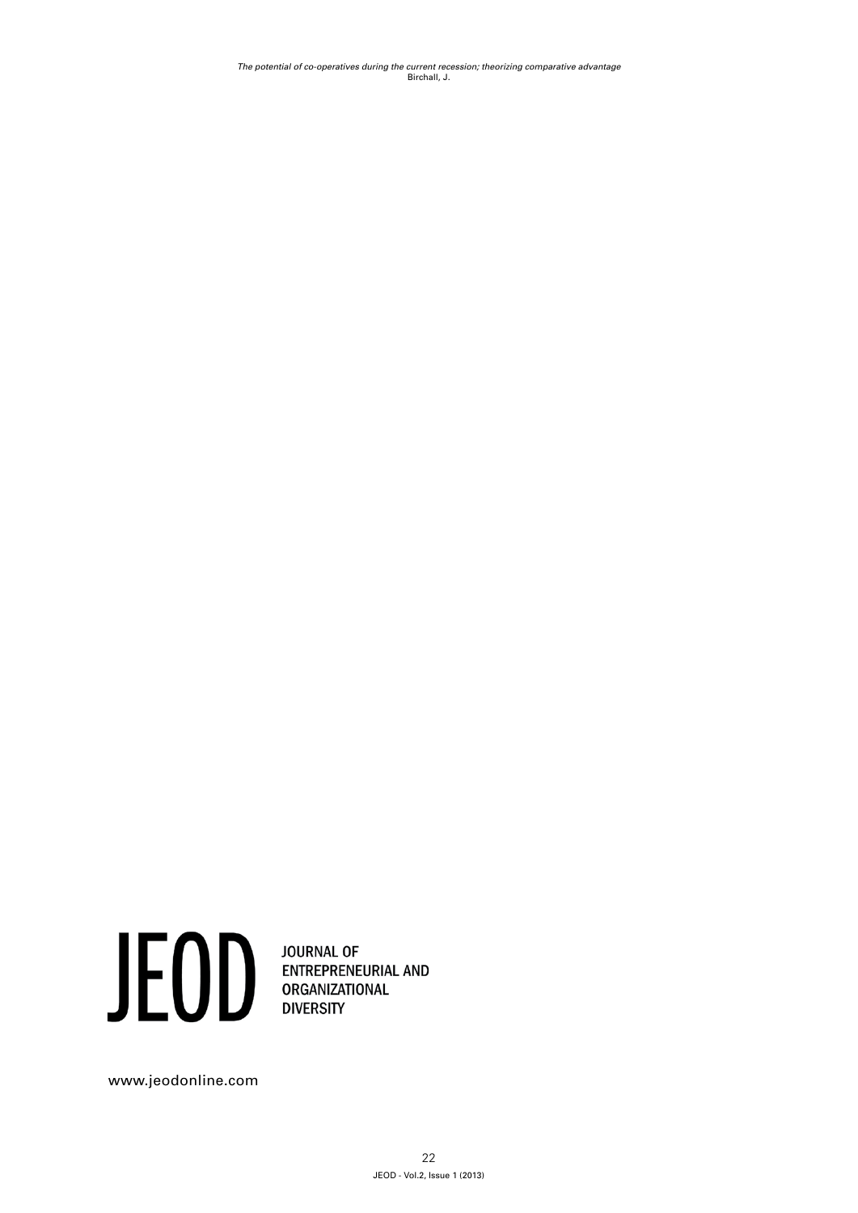JEOD

JOURNAL OF
ENTREPRENEURIAL AND
ORGANIZATIONAL
DIVERSITY

www.jeodonline.com